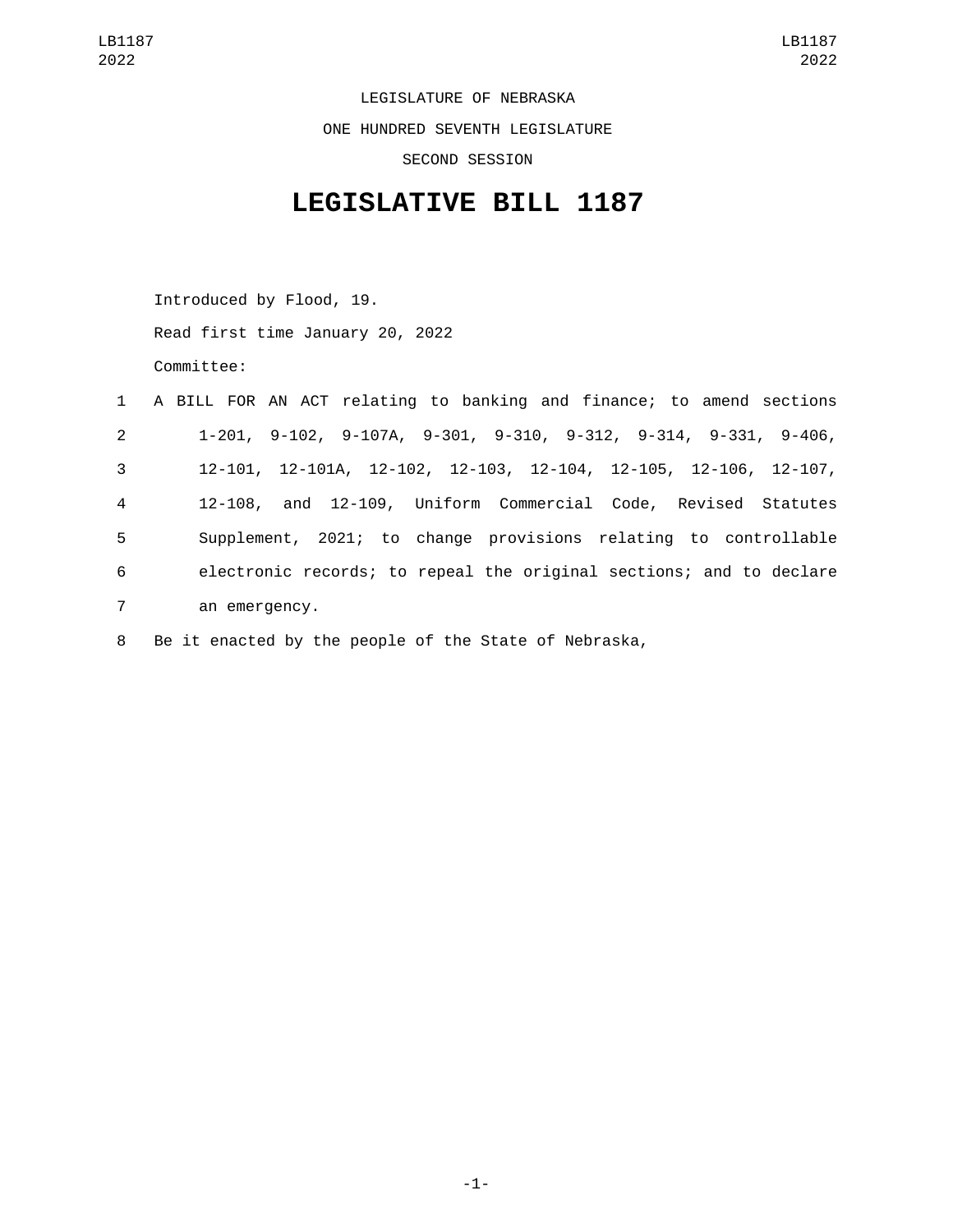LEGISLATURE OF NEBRASKA

ONE HUNDRED SEVENTH LEGISLATURE

SECOND SESSION

# LEGISLATIVE BILL 1187

Introduced by Flood, 19.

Read first time January 20, 2022

Committee:

1 A BILL FOR AN ACT relating to banking and finance; to amend sections
2 1-201, 9-102, 9-107A, 9-301, 9-310, 9-312, 9-314, 9-331, 9-406,
3 12-101, 12-101A, 12-102, 12-103, 12-104, 12-105, 12-106, 12-107,
4 12-108, and 12-109, Uniform Commercial Code, Revised Statutes
5 Supplement, 2021; to change provisions relating to controllable
6 electronic records; to repeal the original sections; and to declare
7 an emergency.

8 Be it enacted by the people of the State of Nebraska,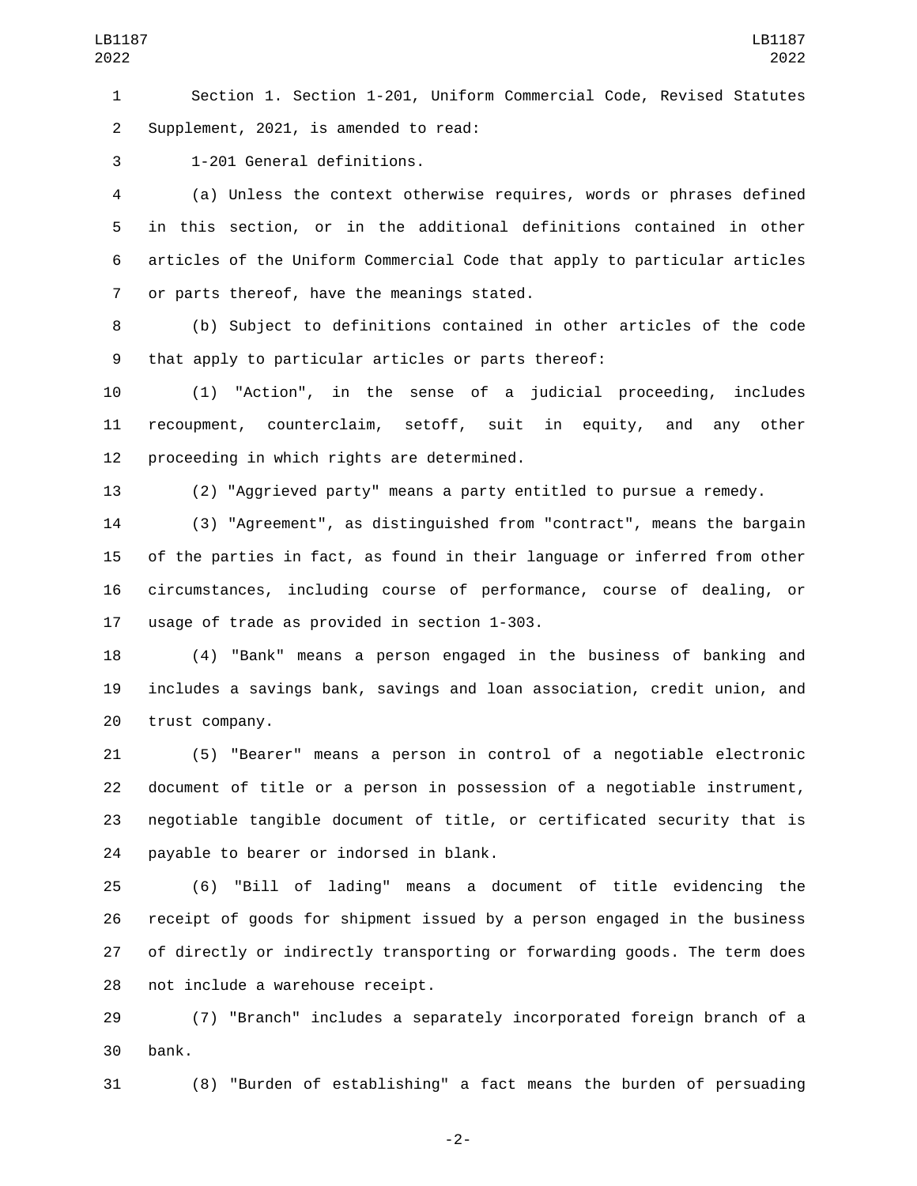Section 1. Section 1-201, Uniform Commercial Code, Revised Statutes Supplement, 2021, is amended to read:

1-201 General definitions.

(a) Unless the context otherwise requires, words or phrases defined in this section, or in the additional definitions contained in other articles of the Uniform Commercial Code that apply to particular articles or parts thereof, have the meanings stated.

(b) Subject to definitions contained in other articles of the code that apply to particular articles or parts thereof:

(1) "Action", in the sense of a judicial proceeding, includes recoupment, counterclaim, setoff, suit in equity, and any other proceeding in which rights are determined.

(2) "Aggrieved party" means a party entitled to pursue a remedy.

(3) "Agreement", as distinguished from "contract", means the bargain of the parties in fact, as found in their language or inferred from other circumstances, including course of performance, course of dealing, or usage of trade as provided in section 1-303.

(4) "Bank" means a person engaged in the business of banking and includes a savings bank, savings and loan association, credit union, and trust company.

(5) "Bearer" means a person in control of a negotiable electronic document of title or a person in possession of a negotiable instrument, negotiable tangible document of title, or certificated security that is payable to bearer or indorsed in blank.

(6) "Bill of lading" means a document of title evidencing the receipt of goods for shipment issued by a person engaged in the business of directly or indirectly transporting or forwarding goods. The term does not include a warehouse receipt.

(7) "Branch" includes a separately incorporated foreign branch of a bank.

(8) "Burden of establishing" a fact means the burden of persuading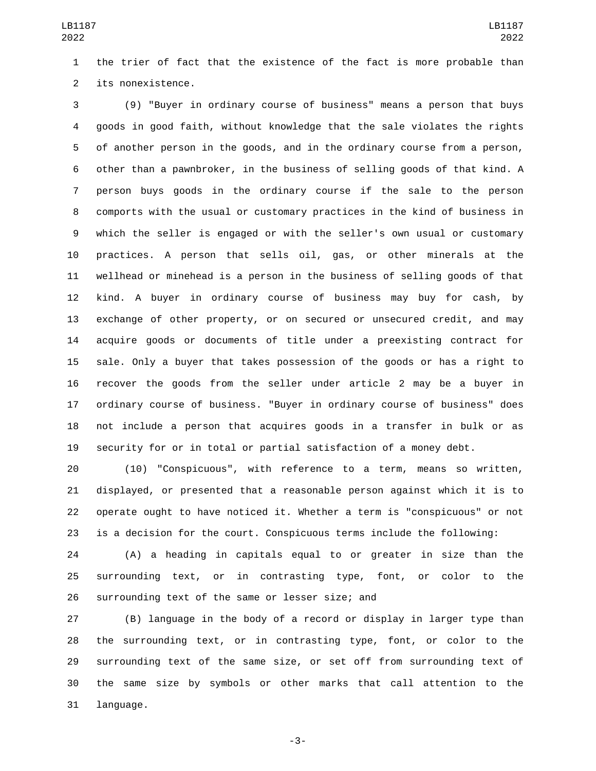the trier of fact that the existence of the fact is more probable than its nonexistence.

(9) "Buyer in ordinary course of business" means a person that buys goods in good faith, without knowledge that the sale violates the rights of another person in the goods, and in the ordinary course from a person, other than a pawnbroker, in the business of selling goods of that kind. A person buys goods in the ordinary course if the sale to the person comports with the usual or customary practices in the kind of business in which the seller is engaged or with the seller's own usual or customary practices. A person that sells oil, gas, or other minerals at the wellhead or minehead is a person in the business of selling goods of that kind. A buyer in ordinary course of business may buy for cash, by exchange of other property, or on secured or unsecured credit, and may acquire goods or documents of title under a preexisting contract for sale. Only a buyer that takes possession of the goods or has a right to recover the goods from the seller under article 2 may be a buyer in ordinary course of business. "Buyer in ordinary course of business" does not include a person that acquires goods in a transfer in bulk or as security for or in total or partial satisfaction of a money debt.

(10) "Conspicuous", with reference to a term, means so written, displayed, or presented that a reasonable person against which it is to operate ought to have noticed it. Whether a term is "conspicuous" or not is a decision for the court. Conspicuous terms include the following:

(A) a heading in capitals equal to or greater in size than the surrounding text, or in contrasting type, font, or color to the surrounding text of the same or lesser size; and

(B) language in the body of a record or display in larger type than the surrounding text, or in contrasting type, font, or color to the surrounding text of the same size, or set off from surrounding text of the same size by symbols or other marks that call attention to the language.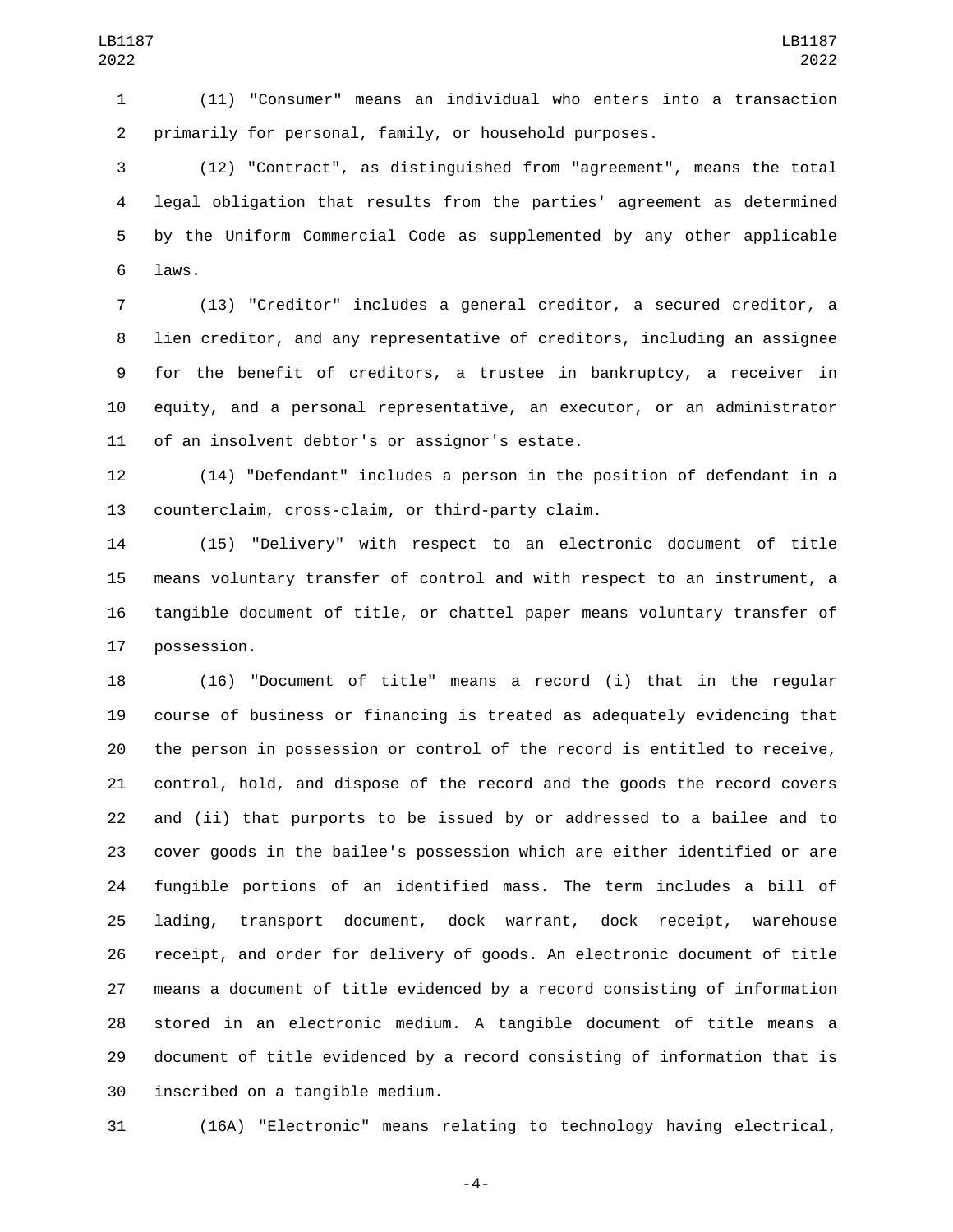(11) "Consumer" means an individual who enters into a transaction primarily for personal, family, or household purposes.

(12) "Contract", as distinguished from "agreement", means the total legal obligation that results from the parties' agreement as determined by the Uniform Commercial Code as supplemented by any other applicable laws.

(13) "Creditor" includes a general creditor, a secured creditor, a lien creditor, and any representative of creditors, including an assignee for the benefit of creditors, a trustee in bankruptcy, a receiver in equity, and a personal representative, an executor, or an administrator of an insolvent debtor's or assignor's estate.

(14) "Defendant" includes a person in the position of defendant in a counterclaim, cross-claim, or third-party claim.

(15) "Delivery" with respect to an electronic document of title means voluntary transfer of control and with respect to an instrument, a tangible document of title, or chattel paper means voluntary transfer of possession.

(16) "Document of title" means a record (i) that in the regular course of business or financing is treated as adequately evidencing that the person in possession or control of the record is entitled to receive, control, hold, and dispose of the record and the goods the record covers and (ii) that purports to be issued by or addressed to a bailee and to cover goods in the bailee's possession which are either identified or are fungible portions of an identified mass. The term includes a bill of lading, transport document, dock warrant, dock receipt, warehouse receipt, and order for delivery of goods. An electronic document of title means a document of title evidenced by a record consisting of information stored in an electronic medium. A tangible document of title means a document of title evidenced by a record consisting of information that is inscribed on a tangible medium.

(16A) "Electronic" means relating to technology having electrical,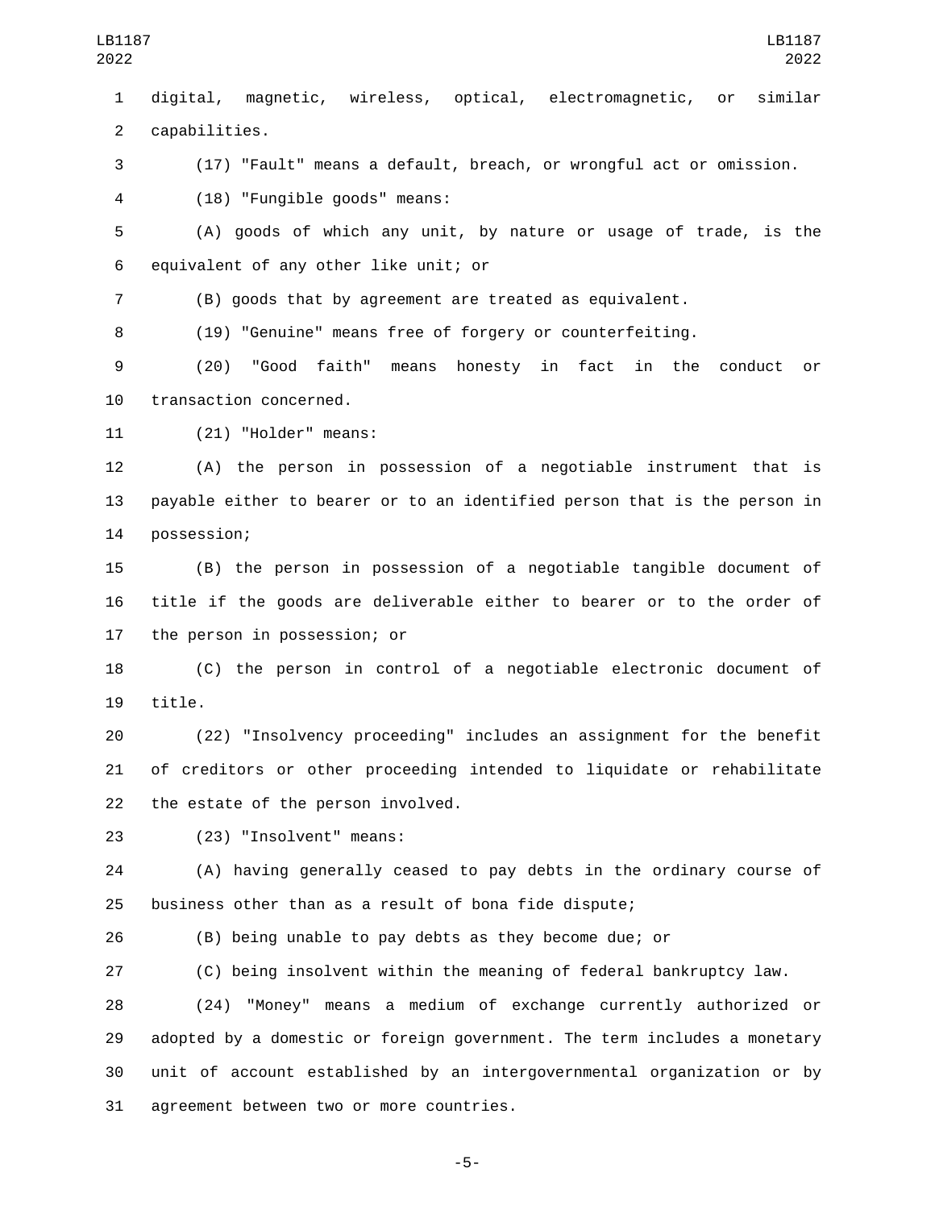digital, magnetic, wireless, optical, electromagnetic, or similar capabilities.

(17) "Fault" means a default, breach, or wrongful act or omission.

(18) "Fungible goods" means:

(A) goods of which any unit, by nature or usage of trade, is the equivalent of any other like unit; or

(B) goods that by agreement are treated as equivalent.

(19) "Genuine" means free of forgery or counterfeiting.

(20) "Good faith" means honesty in fact in the conduct or transaction concerned.

(21) "Holder" means:

(A) the person in possession of a negotiable instrument that is payable either to bearer or to an identified person that is the person in possession;

(B) the person in possession of a negotiable tangible document of title if the goods are deliverable either to bearer or to the order of the person in possession; or

(C) the person in control of a negotiable electronic document of title.

(22) "Insolvency proceeding" includes an assignment for the benefit of creditors or other proceeding intended to liquidate or rehabilitate the estate of the person involved.

(23) "Insolvent" means:

(A) having generally ceased to pay debts in the ordinary course of business other than as a result of bona fide dispute;

(B) being unable to pay debts as they become due; or

(C) being insolvent within the meaning of federal bankruptcy law.

(24) "Money" means a medium of exchange currently authorized or adopted by a domestic or foreign government. The term includes a monetary unit of account established by an intergovernmental organization or by agreement between two or more countries.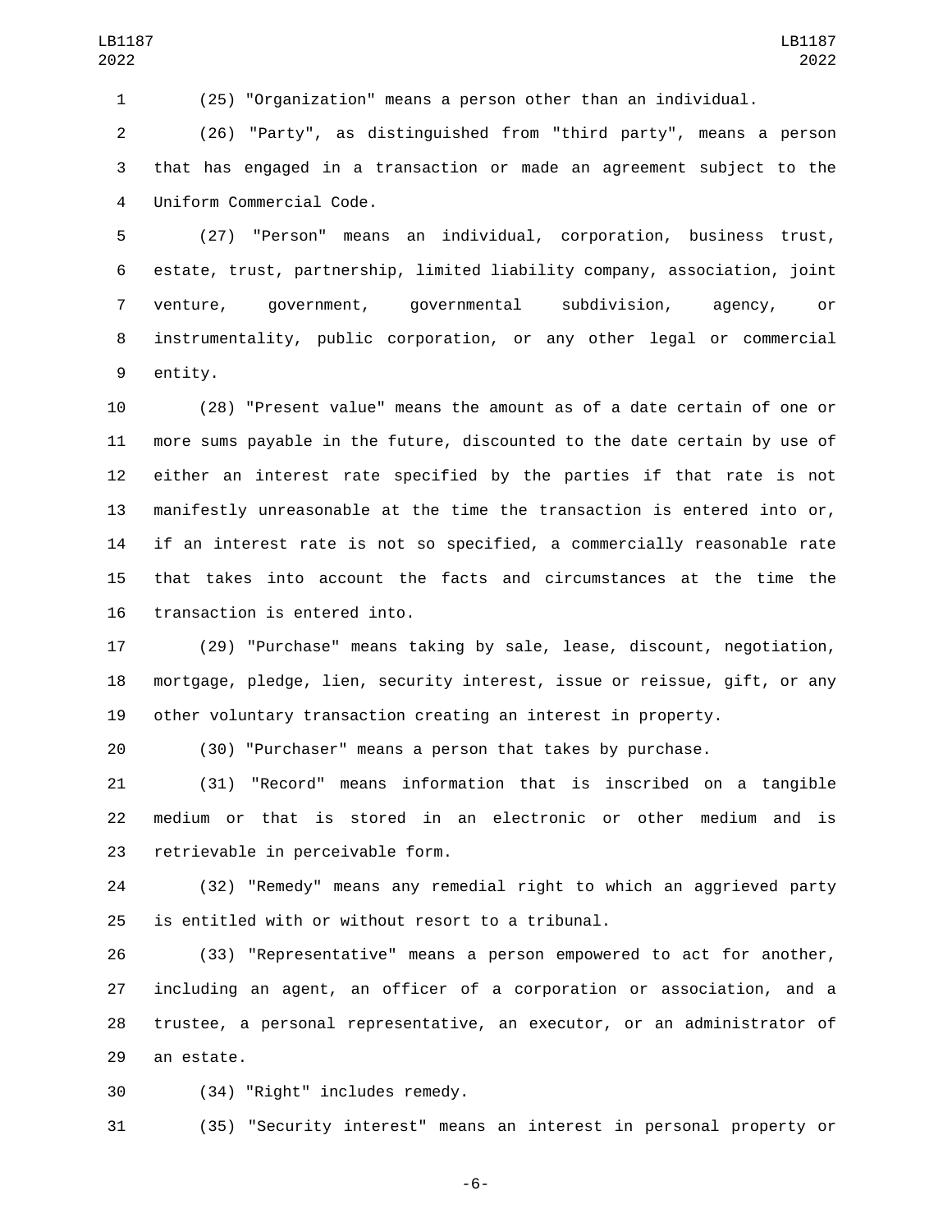(25) "Organization" means a person other than an individual.

(26) "Party", as distinguished from "third party", means a person that has engaged in a transaction or made an agreement subject to the Uniform Commercial Code.

(27) "Person" means an individual, corporation, business trust, estate, trust, partnership, limited liability company, association, joint venture, government, governmental subdivision, agency, or instrumentality, public corporation, or any other legal or commercial entity.

(28) "Present value" means the amount as of a date certain of one or more sums payable in the future, discounted to the date certain by use of either an interest rate specified by the parties if that rate is not manifestly unreasonable at the time the transaction is entered into or, if an interest rate is not so specified, a commercially reasonable rate that takes into account the facts and circumstances at the time the transaction is entered into.

(29) "Purchase" means taking by sale, lease, discount, negotiation, mortgage, pledge, lien, security interest, issue or reissue, gift, or any other voluntary transaction creating an interest in property.

(30) "Purchaser" means a person that takes by purchase.

(31) "Record" means information that is inscribed on a tangible medium or that is stored in an electronic or other medium and is retrievable in perceivable form.

(32) "Remedy" means any remedial right to which an aggrieved party is entitled with or without resort to a tribunal.

(33) "Representative" means a person empowered to act for another, including an agent, an officer of a corporation or association, and a trustee, a personal representative, an executor, or an administrator of an estate.

(34) "Right" includes remedy.

(35) "Security interest" means an interest in personal property or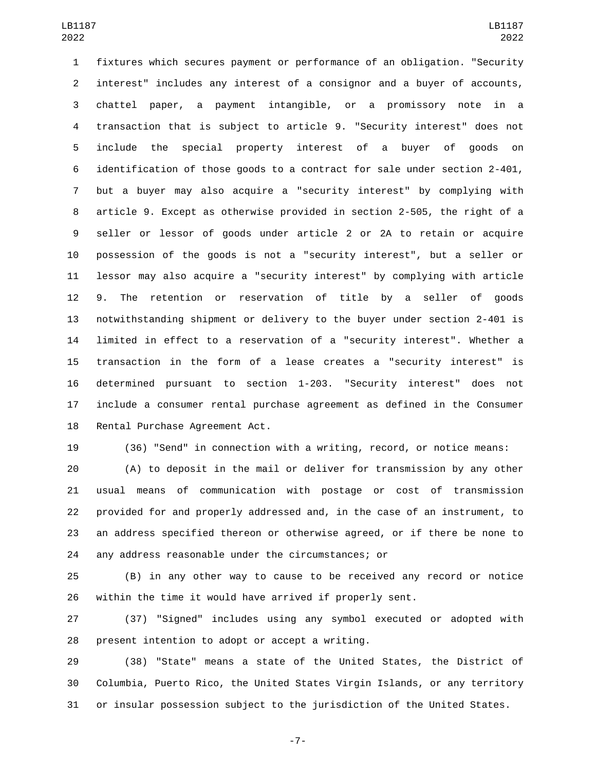fixtures which secures payment or performance of an obligation. "Security interest" includes any interest of a consignor and a buyer of accounts, chattel paper, a payment intangible, or a promissory note in a transaction that is subject to article 9. "Security interest" does not include the special property interest of a buyer of goods on identification of those goods to a contract for sale under section 2-401, but a buyer may also acquire a "security interest" by complying with article 9. Except as otherwise provided in section 2-505, the right of a seller or lessor of goods under article 2 or 2A to retain or acquire possession of the goods is not a "security interest", but a seller or lessor may also acquire a "security interest" by complying with article 9. The retention or reservation of title by a seller of goods notwithstanding shipment or delivery to the buyer under section 2-401 is limited in effect to a reservation of a "security interest". Whether a transaction in the form of a lease creates a "security interest" is determined pursuant to section 1-203. "Security interest" does not include a consumer rental purchase agreement as defined in the Consumer Rental Purchase Agreement Act.

(36) "Send" in connection with a writing, record, or notice means:

(A) to deposit in the mail or deliver for transmission by any other usual means of communication with postage or cost of transmission provided for and properly addressed and, in the case of an instrument, to an address specified thereon or otherwise agreed, or if there be none to any address reasonable under the circumstances; or

(B) in any other way to cause to be received any record or notice within the time it would have arrived if properly sent.

(37) "Signed" includes using any symbol executed or adopted with present intention to adopt or accept a writing.

(38) "State" means a state of the United States, the District of Columbia, Puerto Rico, the United States Virgin Islands, or any territory or insular possession subject to the jurisdiction of the United States.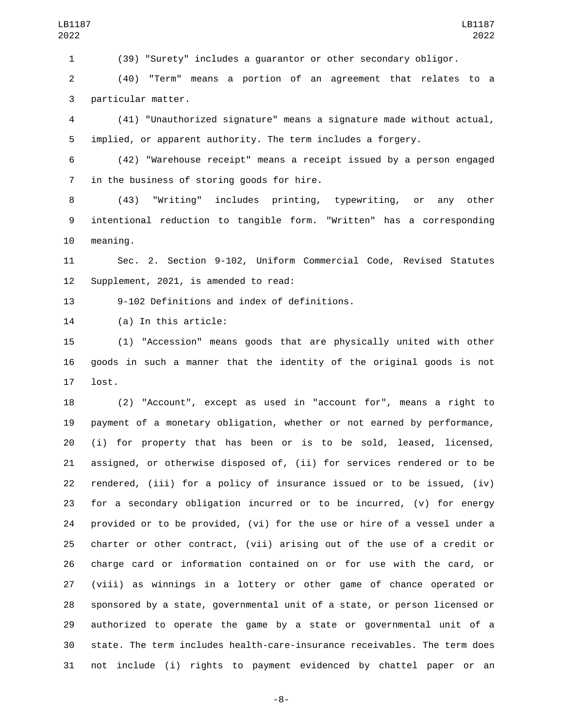(39) "Surety" includes a guarantor or other secondary obligor.

(40) "Term" means a portion of an agreement that relates to a particular matter.

(41) "Unauthorized signature" means a signature made without actual, implied, or apparent authority. The term includes a forgery.

(42) "Warehouse receipt" means a receipt issued by a person engaged in the business of storing goods for hire.

(43) "Writing" includes printing, typewriting, or any other intentional reduction to tangible form. "Written" has a corresponding meaning.

Sec. 2. Section 9-102, Uniform Commercial Code, Revised Statutes Supplement, 2021, is amended to read:

9-102 Definitions and index of definitions.

(a) In this article:

(1) "Accession" means goods that are physically united with other goods in such a manner that the identity of the original goods is not lost.

(2) "Account", except as used in "account for", means a right to payment of a monetary obligation, whether or not earned by performance, (i) for property that has been or is to be sold, leased, licensed, assigned, or otherwise disposed of, (ii) for services rendered or to be rendered, (iii) for a policy of insurance issued or to be issued, (iv) for a secondary obligation incurred or to be incurred, (v) for energy provided or to be provided, (vi) for the use or hire of a vessel under a charter or other contract, (vii) arising out of the use of a credit or charge card or information contained on or for use with the card, or (viii) as winnings in a lottery or other game of chance operated or sponsored by a state, governmental unit of a state, or person licensed or authorized to operate the game by a state or governmental unit of a state. The term includes health-care-insurance receivables. The term does not include (i) rights to payment evidenced by chattel paper or an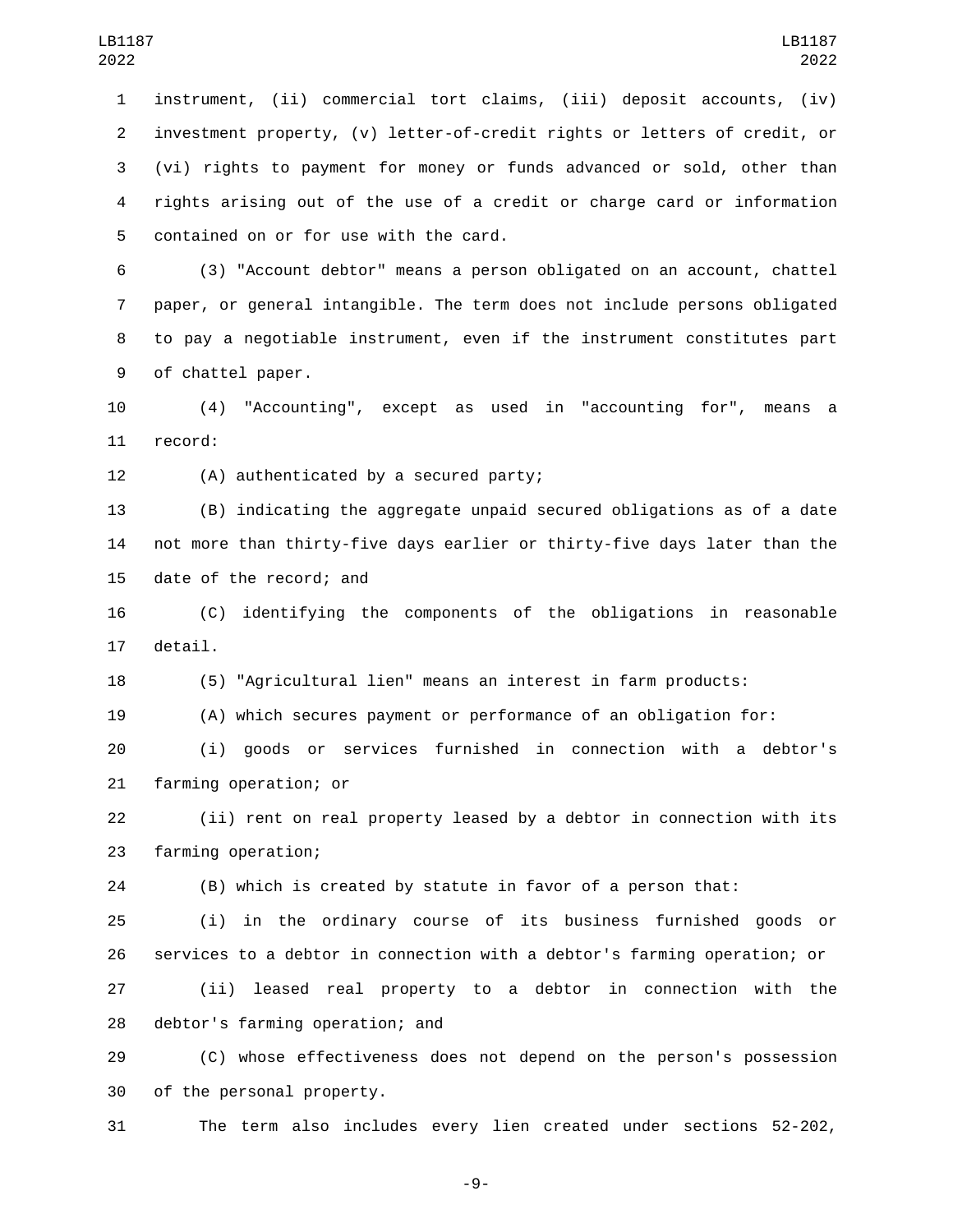instrument, (ii) commercial tort claims, (iii) deposit accounts, (iv) investment property, (v) letter-of-credit rights or letters of credit, or (vi) rights to payment for money or funds advanced or sold, other than rights arising out of the use of a credit or charge card or information contained on or for use with the card.

(3) "Account debtor" means a person obligated on an account, chattel paper, or general intangible. The term does not include persons obligated to pay a negotiable instrument, even if the instrument constitutes part of chattel paper.

(4) "Accounting", except as used in "accounting for", means a record:

(A) authenticated by a secured party;

(B) indicating the aggregate unpaid secured obligations as of a date not more than thirty-five days earlier or thirty-five days later than the date of the record; and

(C) identifying the components of the obligations in reasonable detail.

(5) "Agricultural lien" means an interest in farm products:

(A) which secures payment or performance of an obligation for:

(i) goods or services furnished in connection with a debtor's farming operation; or

(ii) rent on real property leased by a debtor in connection with its farming operation;

(B) which is created by statute in favor of a person that:

(i) in the ordinary course of its business furnished goods or services to a debtor in connection with a debtor's farming operation; or

(ii) leased real property to a debtor in connection with the debtor's farming operation; and

(C) whose effectiveness does not depend on the person's possession of the personal property.

The term also includes every lien created under sections 52-202,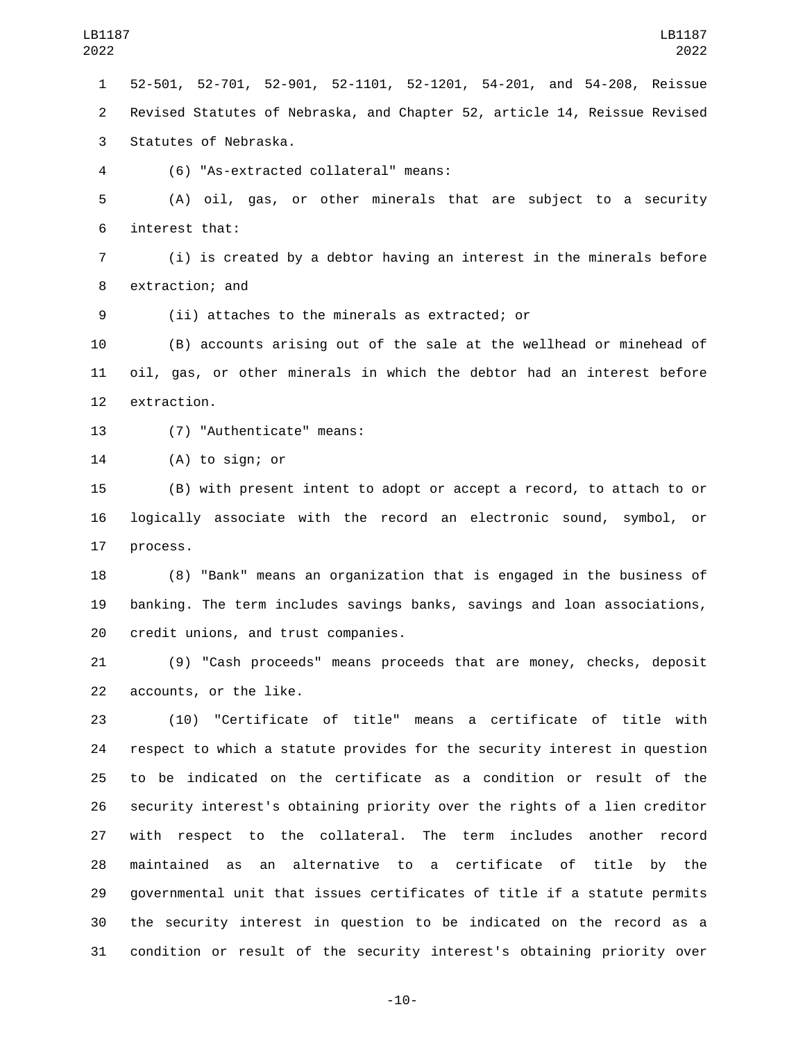52-501, 52-701, 52-901, 52-1101, 52-1201, 54-201, and 54-208, Reissue Revised Statutes of Nebraska, and Chapter 52, article 14, Reissue Revised Statutes of Nebraska.

(6) "As-extracted collateral" means:

(A) oil, gas, or other minerals that are subject to a security interest that:

(i) is created by a debtor having an interest in the minerals before extraction; and

(ii) attaches to the minerals as extracted; or

(B) accounts arising out of the sale at the wellhead or minehead of oil, gas, or other minerals in which the debtor had an interest before extraction.

(7) "Authenticate" means:

(A) to sign; or

(B) with present intent to adopt or accept a record, to attach to or logically associate with the record an electronic sound, symbol, or process.

(8) "Bank" means an organization that is engaged in the business of banking. The term includes savings banks, savings and loan associations, credit unions, and trust companies.

(9) "Cash proceeds" means proceeds that are money, checks, deposit accounts, or the like.

(10) "Certificate of title" means a certificate of title with respect to which a statute provides for the security interest in question to be indicated on the certificate as a condition or result of the security interest's obtaining priority over the rights of a lien creditor with respect to the collateral. The term includes another record maintained as an alternative to a certificate of title by the governmental unit that issues certificates of title if a statute permits the security interest in question to be indicated on the record as a condition or result of the security interest's obtaining priority over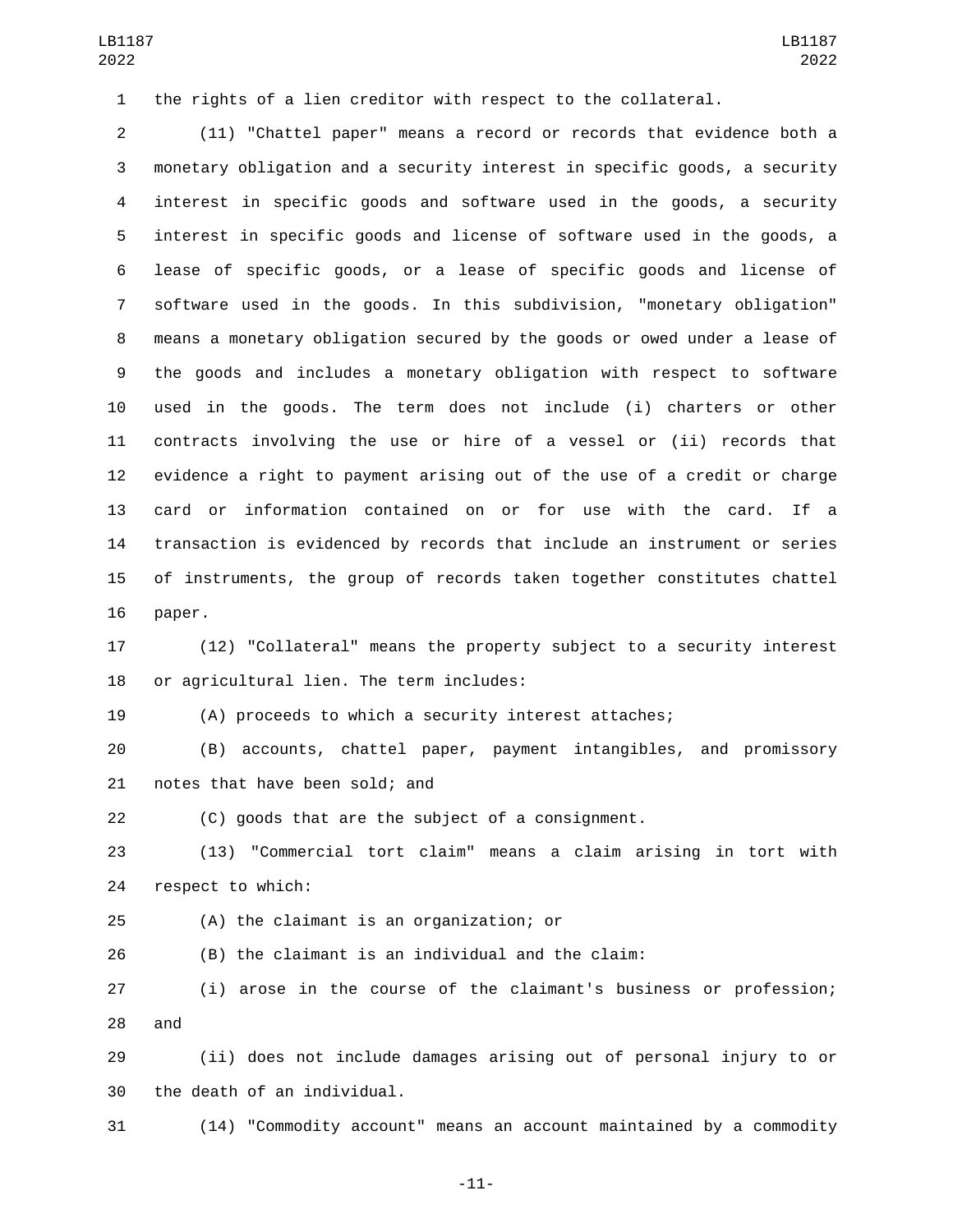the rights of a lien creditor with respect to the collateral.

(11) "Chattel paper" means a record or records that evidence both a monetary obligation and a security interest in specific goods, a security interest in specific goods and software used in the goods, a security interest in specific goods and license of software used in the goods, a lease of specific goods, or a lease of specific goods and license of software used in the goods. In this subdivision, "monetary obligation" means a monetary obligation secured by the goods or owed under a lease of the goods and includes a monetary obligation with respect to software used in the goods. The term does not include (i) charters or other contracts involving the use or hire of a vessel or (ii) records that evidence a right to payment arising out of the use of a credit or charge card or information contained on or for use with the card. If a transaction is evidenced by records that include an instrument or series of instruments, the group of records taken together constitutes chattel paper.

(12) "Collateral" means the property subject to a security interest or agricultural lien. The term includes:

(A) proceeds to which a security interest attaches;

(B) accounts, chattel paper, payment intangibles, and promissory notes that have been sold; and

(C) goods that are the subject of a consignment.

(13) "Commercial tort claim" means a claim arising in tort with respect to which:

(A) the claimant is an organization; or

(B) the claimant is an individual and the claim:

(i) arose in the course of the claimant's business or profession; and

(ii) does not include damages arising out of personal injury to or the death of an individual.

(14) "Commodity account" means an account maintained by a commodity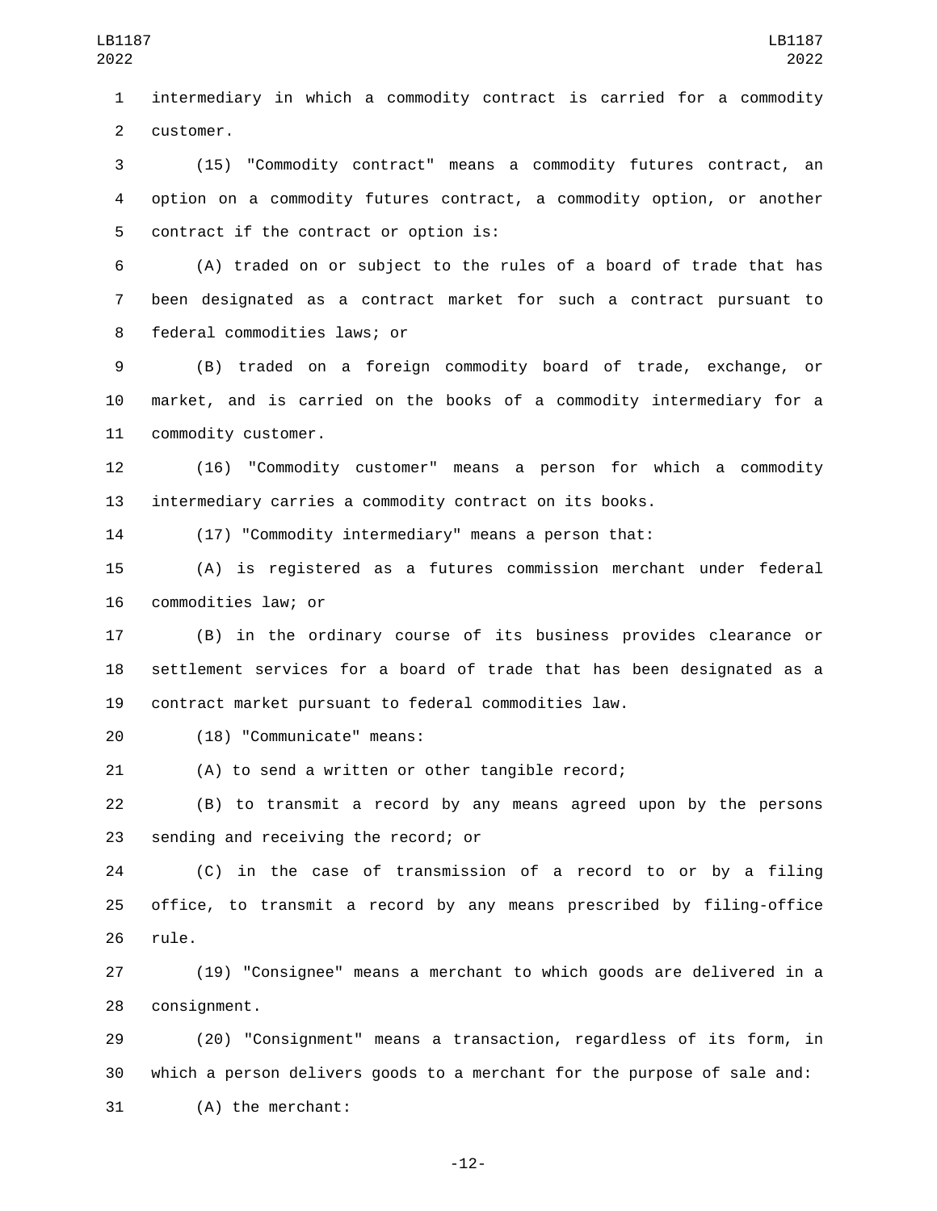intermediary in which a commodity contract is carried for a commodity customer.

(15) "Commodity contract" means a commodity futures contract, an option on a commodity futures contract, a commodity option, or another contract if the contract or option is:

(A) traded on or subject to the rules of a board of trade that has been designated as a contract market for such a contract pursuant to federal commodities laws; or

(B) traded on a foreign commodity board of trade, exchange, or market, and is carried on the books of a commodity intermediary for a commodity customer.

(16) "Commodity customer" means a person for which a commodity intermediary carries a commodity contract on its books.

(17) "Commodity intermediary" means a person that:

(A) is registered as a futures commission merchant under federal commodities law; or

(B) in the ordinary course of its business provides clearance or settlement services for a board of trade that has been designated as a contract market pursuant to federal commodities law.

(18) "Communicate" means:

(A) to send a written or other tangible record;

(B) to transmit a record by any means agreed upon by the persons sending and receiving the record; or

(C) in the case of transmission of a record to or by a filing office, to transmit a record by any means prescribed by filing-office rule.

(19) "Consignee" means a merchant to which goods are delivered in a consignment.

(20) "Consignment" means a transaction, regardless of its form, in which a person delivers goods to a merchant for the purpose of sale and:

(A) the merchant: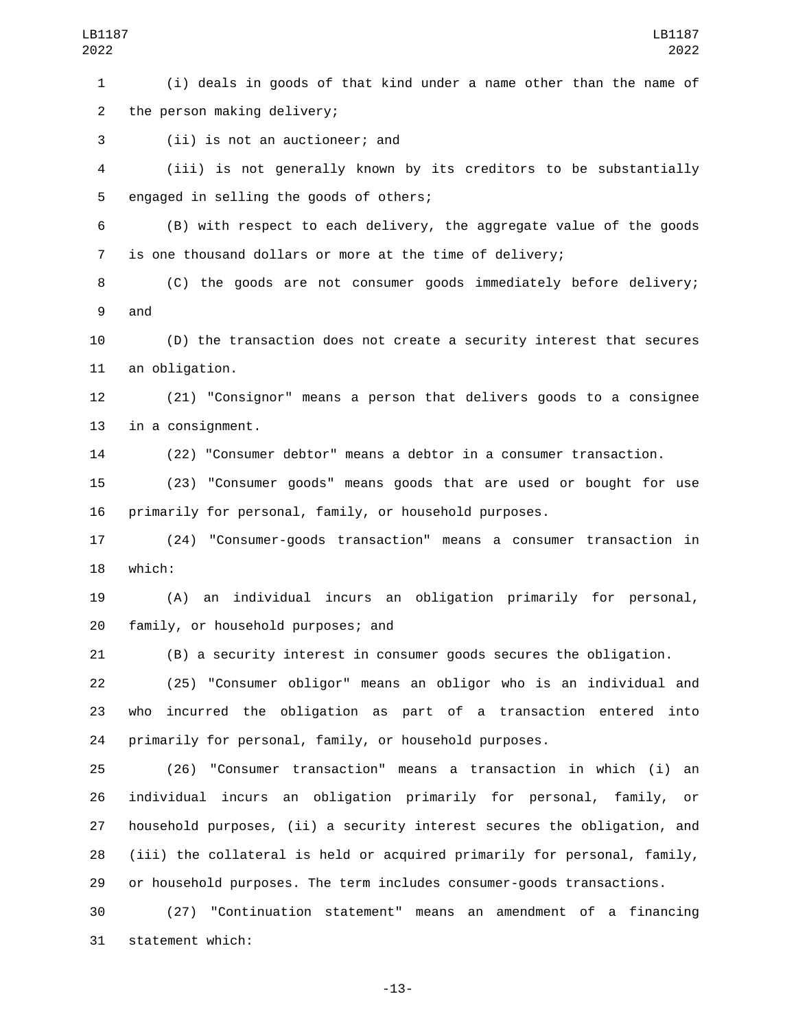(i) deals in goods of that kind under a name other than the name of the person making delivery;

(ii) is not an auctioneer; and

(iii) is not generally known by its creditors to be substantially engaged in selling the goods of others;

(B) with respect to each delivery, the aggregate value of the goods is one thousand dollars or more at the time of delivery;

(C) the goods are not consumer goods immediately before delivery; and

(D) the transaction does not create a security interest that secures an obligation.

(21) "Consignor" means a person that delivers goods to a consignee in a consignment.

(22) "Consumer debtor" means a debtor in a consumer transaction.

(23) "Consumer goods" means goods that are used or bought for use primarily for personal, family, or household purposes.

(24) "Consumer-goods transaction" means a consumer transaction in which:

(A) an individual incurs an obligation primarily for personal, family, or household purposes; and

(B) a security interest in consumer goods secures the obligation.

(25) "Consumer obligor" means an obligor who is an individual and who incurred the obligation as part of a transaction entered into primarily for personal, family, or household purposes.

(26) "Consumer transaction" means a transaction in which (i) an individual incurs an obligation primarily for personal, family, or household purposes, (ii) a security interest secures the obligation, and (iii) the collateral is held or acquired primarily for personal, family, or household purposes. The term includes consumer-goods transactions.

(27) "Continuation statement" means an amendment of a financing statement which: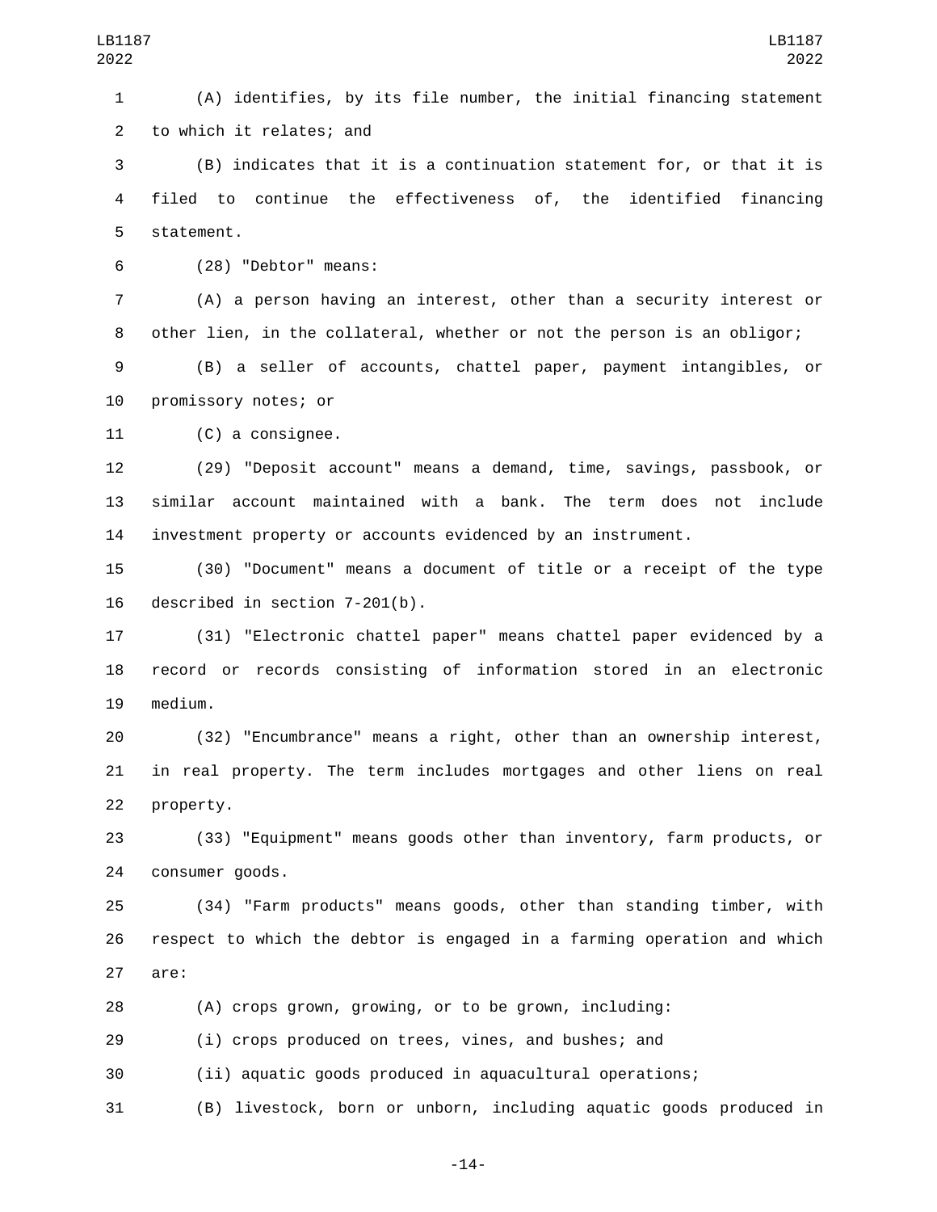(A) identifies, by its file number, the initial financing statement to which it relates; and

(B) indicates that it is a continuation statement for, or that it is filed to continue the effectiveness of, the identified financing statement.

(28) "Debtor" means:

(A) a person having an interest, other than a security interest or other lien, in the collateral, whether or not the person is an obligor;

(B) a seller of accounts, chattel paper, payment intangibles, or promissory notes; or

(C) a consignee.

(29) "Deposit account" means a demand, time, savings, passbook, or similar account maintained with a bank. The term does not include investment property or accounts evidenced by an instrument.

(30) "Document" means a document of title or a receipt of the type described in section 7-201(b).

(31) "Electronic chattel paper" means chattel paper evidenced by a record or records consisting of information stored in an electronic medium.

(32) "Encumbrance" means a right, other than an ownership interest, in real property. The term includes mortgages and other liens on real property.

(33) "Equipment" means goods other than inventory, farm products, or consumer goods.

(34) "Farm products" means goods, other than standing timber, with respect to which the debtor is engaged in a farming operation and which are:

(A) crops grown, growing, or to be grown, including:

(i) crops produced on trees, vines, and bushes; and

(ii) aquatic goods produced in aquacultural operations;

(B) livestock, born or unborn, including aquatic goods produced in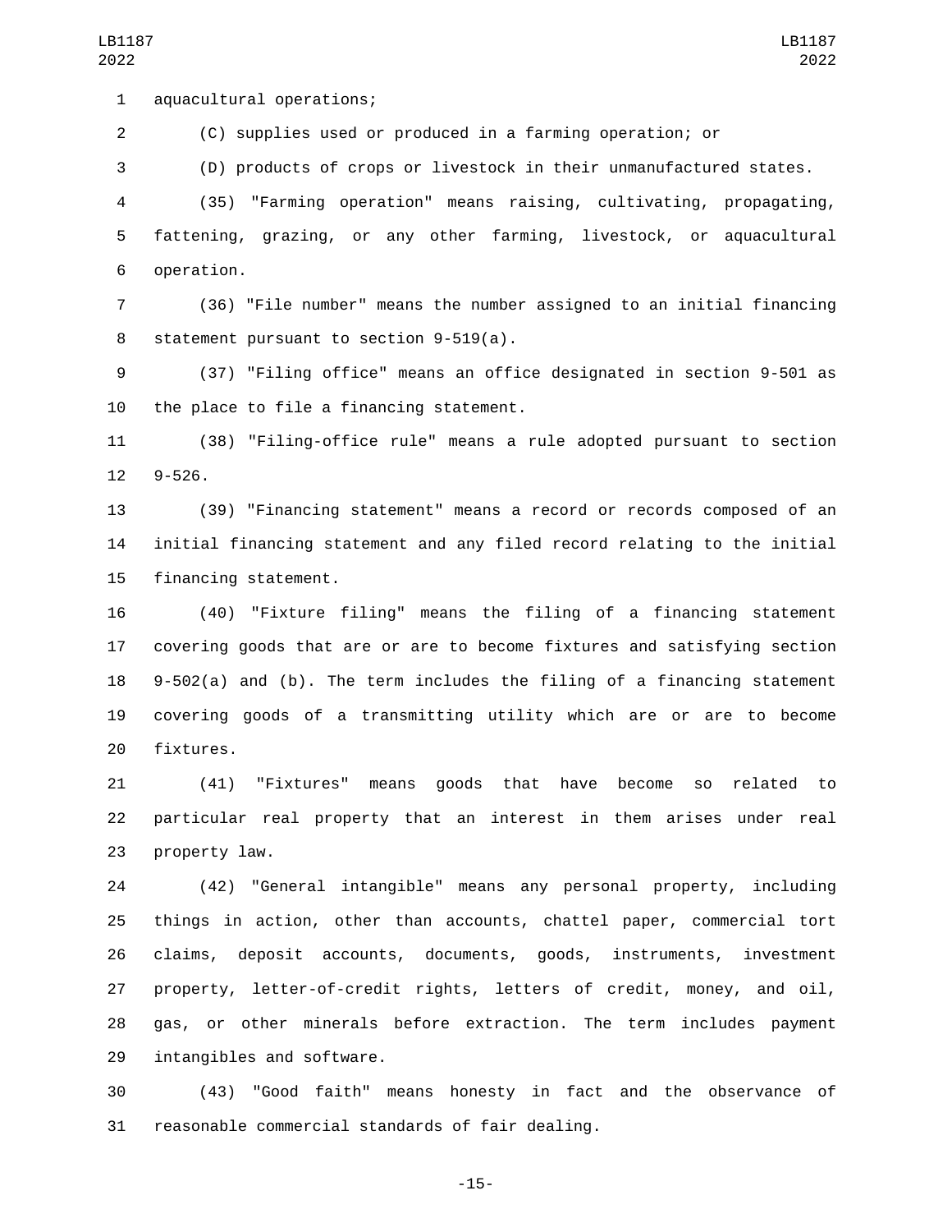aquacultural operations;

(C) supplies used or produced in a farming operation; or

(D) products of crops or livestock in their unmanufactured states.

(35) "Farming operation" means raising, cultivating, propagating, fattening, grazing, or any other farming, livestock, or aquacultural operation.

(36) "File number" means the number assigned to an initial financing statement pursuant to section 9-519(a).

(37) "Filing office" means an office designated in section 9-501 as the place to file a financing statement.

(38) "Filing-office rule" means a rule adopted pursuant to section 9-526.

(39) "Financing statement" means a record or records composed of an initial financing statement and any filed record relating to the initial financing statement.

(40) "Fixture filing" means the filing of a financing statement covering goods that are or are to become fixtures and satisfying section 9-502(a) and (b). The term includes the filing of a financing statement covering goods of a transmitting utility which are or are to become fixtures.

(41) "Fixtures" means goods that have become so related to particular real property that an interest in them arises under real property law.

(42) "General intangible" means any personal property, including things in action, other than accounts, chattel paper, commercial tort claims, deposit accounts, documents, goods, instruments, investment property, letter-of-credit rights, letters of credit, money, and oil, gas, or other minerals before extraction. The term includes payment intangibles and software.

(43) "Good faith" means honesty in fact and the observance of reasonable commercial standards of fair dealing.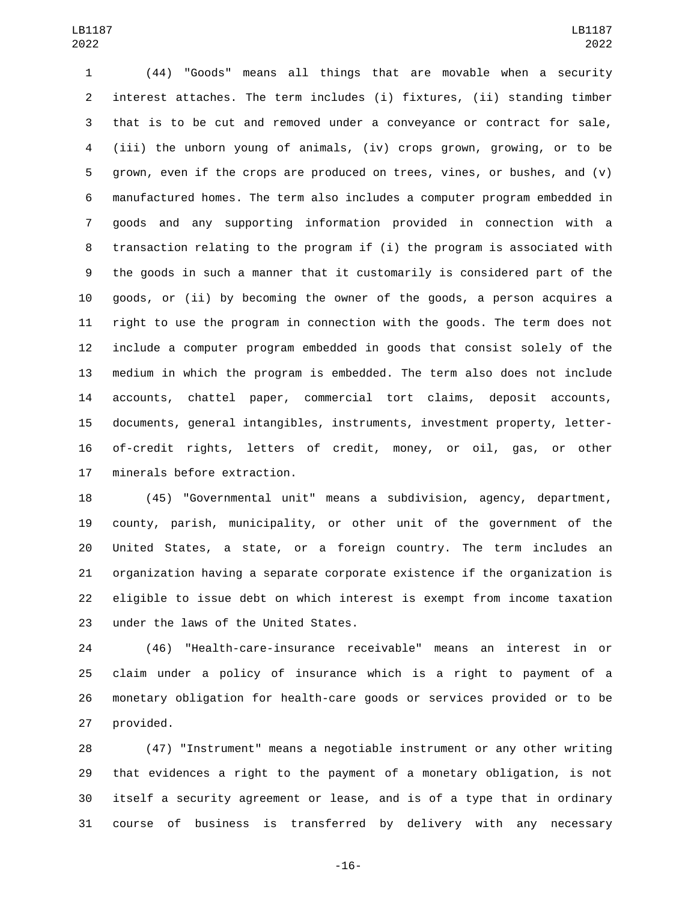(44) "Goods" means all things that are movable when a security interest attaches. The term includes (i) fixtures, (ii) standing timber that is to be cut and removed under a conveyance or contract for sale, (iii) the unborn young of animals, (iv) crops grown, growing, or to be grown, even if the crops are produced on trees, vines, or bushes, and (v) manufactured homes. The term also includes a computer program embedded in goods and any supporting information provided in connection with a transaction relating to the program if (i) the program is associated with the goods in such a manner that it customarily is considered part of the goods, or (ii) by becoming the owner of the goods, a person acquires a right to use the program in connection with the goods. The term does not include a computer program embedded in goods that consist solely of the medium in which the program is embedded. The term also does not include accounts, chattel paper, commercial tort claims, deposit accounts, documents, general intangibles, instruments, investment property, letter-of-credit rights, letters of credit, money, or oil, gas, or other minerals before extraction.

(45) "Governmental unit" means a subdivision, agency, department, county, parish, municipality, or other unit of the government of the United States, a state, or a foreign country. The term includes an organization having a separate corporate existence if the organization is eligible to issue debt on which interest is exempt from income taxation under the laws of the United States.

(46) "Health-care-insurance receivable" means an interest in or claim under a policy of insurance which is a right to payment of a monetary obligation for health-care goods or services provided or to be provided.

(47) "Instrument" means a negotiable instrument or any other writing that evidences a right to the payment of a monetary obligation, is not itself a security agreement or lease, and is of a type that in ordinary course of business is transferred by delivery with any necessary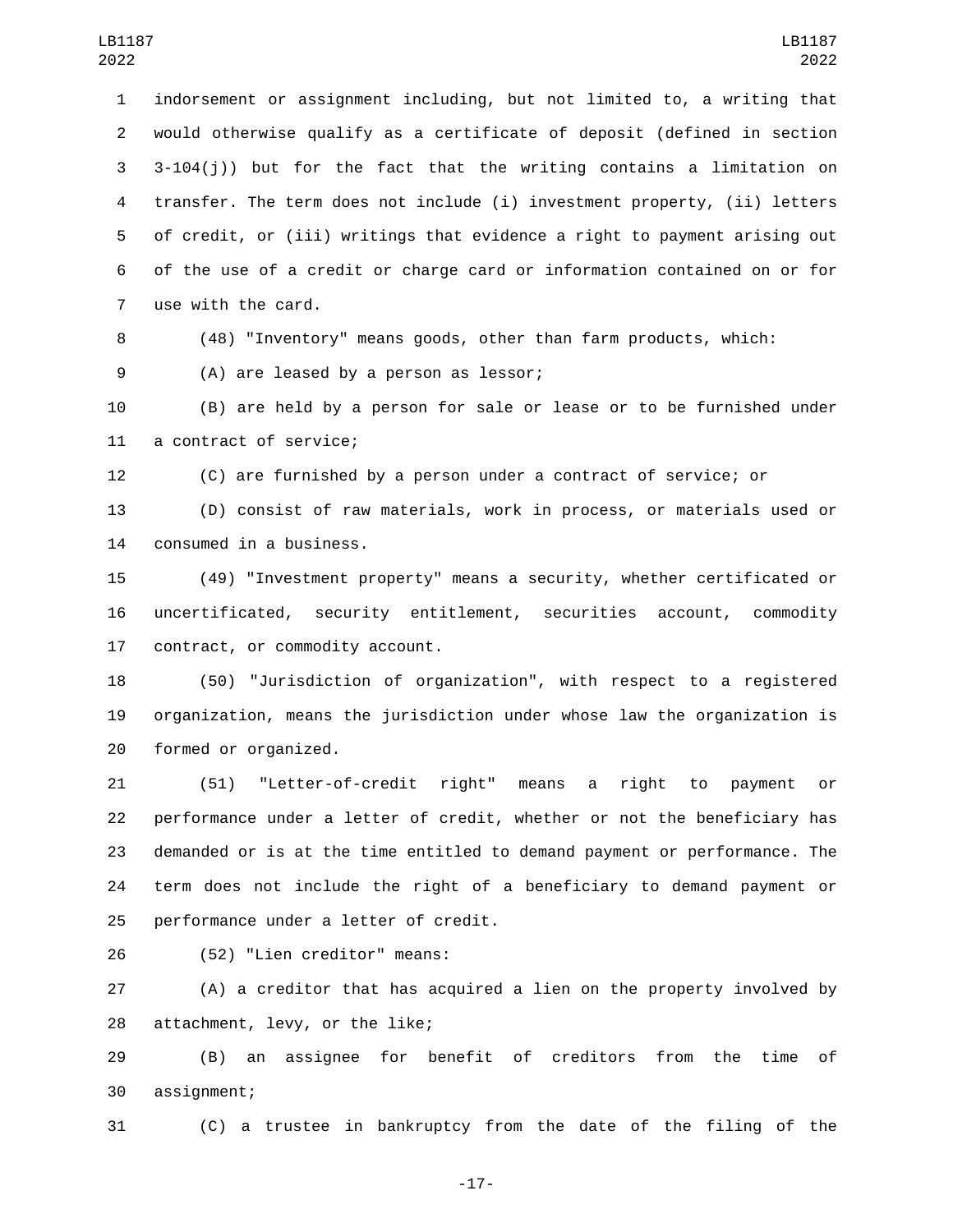indorsement or assignment including, but not limited to, a writing that would otherwise qualify as a certificate of deposit (defined in section 3-104(j)) but for the fact that the writing contains a limitation on transfer. The term does not include (i) investment property, (ii) letters of credit, or (iii) writings that evidence a right to payment arising out of the use of a credit or charge card or information contained on or for use with the card.

(48) "Inventory" means goods, other than farm products, which:

(A) are leased by a person as lessor;

(B) are held by a person for sale or lease or to be furnished under a contract of service;

(C) are furnished by a person under a contract of service; or

(D) consist of raw materials, work in process, or materials used or consumed in a business.

(49) "Investment property" means a security, whether certificated or uncertificated, security entitlement, securities account, commodity contract, or commodity account.

(50) "Jurisdiction of organization", with respect to a registered organization, means the jurisdiction under whose law the organization is formed or organized.

(51) "Letter-of-credit right" means a right to payment or performance under a letter of credit, whether or not the beneficiary has demanded or is at the time entitled to demand payment or performance. The term does not include the right of a beneficiary to demand payment or performance under a letter of credit.

(52) "Lien creditor" means:

(A) a creditor that has acquired a lien on the property involved by attachment, levy, or the like;

(B) an assignee for benefit of creditors from the time of assignment;

(C) a trustee in bankruptcy from the date of the filing of the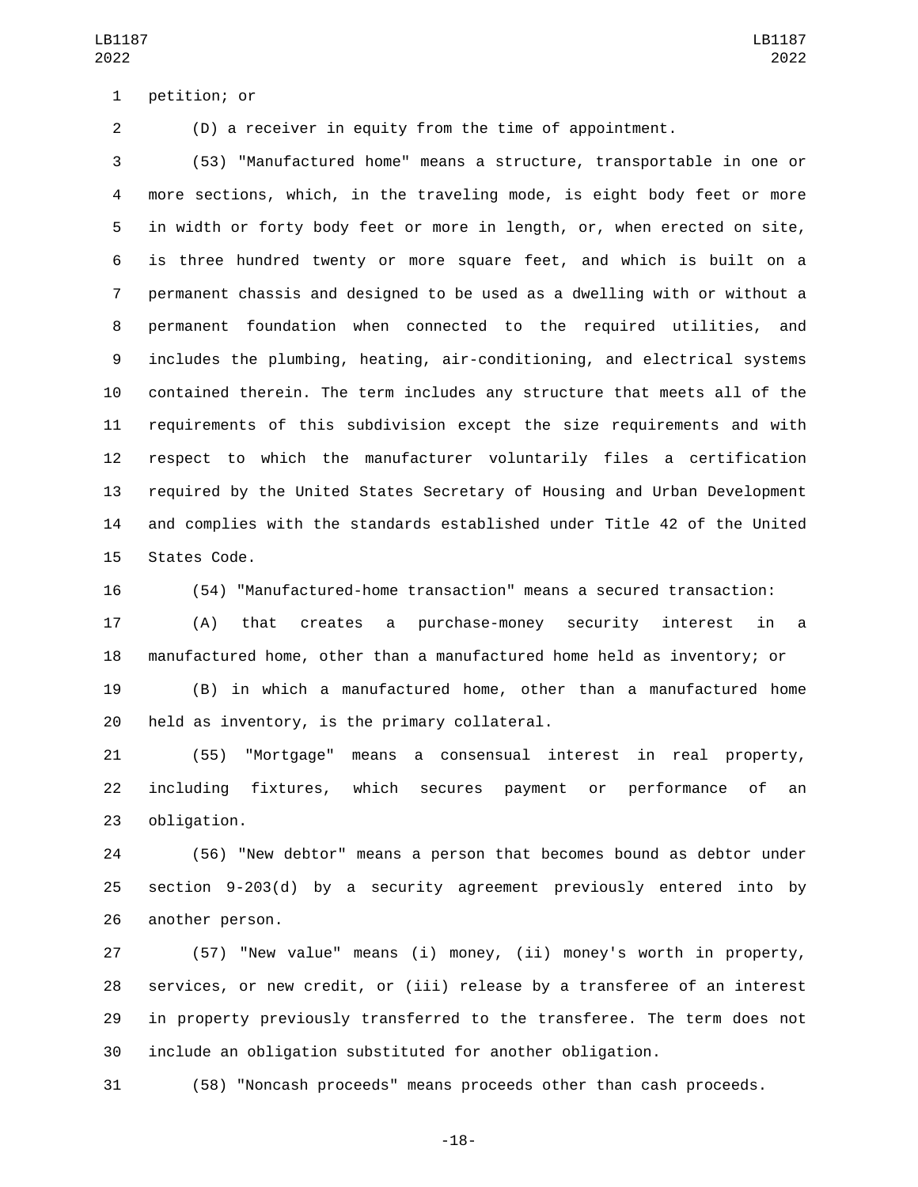petition; or

(D) a receiver in equity from the time of appointment.

(53) "Manufactured home" means a structure, transportable in one or more sections, which, in the traveling mode, is eight body feet or more in width or forty body feet or more in length, or, when erected on site, is three hundred twenty or more square feet, and which is built on a permanent chassis and designed to be used as a dwelling with or without a permanent foundation when connected to the required utilities, and includes the plumbing, heating, air-conditioning, and electrical systems contained therein. The term includes any structure that meets all of the requirements of this subdivision except the size requirements and with respect to which the manufacturer voluntarily files a certification required by the United States Secretary of Housing and Urban Development and complies with the standards established under Title 42 of the United States Code.

(54) "Manufactured-home transaction" means a secured transaction:

(A) that creates a purchase-money security interest in a manufactured home, other than a manufactured home held as inventory; or

(B) in which a manufactured home, other than a manufactured home held as inventory, is the primary collateral.

(55) "Mortgage" means a consensual interest in real property, including fixtures, which secures payment or performance of an obligation.

(56) "New debtor" means a person that becomes bound as debtor under section 9-203(d) by a security agreement previously entered into by another person.

(57) "New value" means (i) money, (ii) money's worth in property, services, or new credit, or (iii) release by a transferee of an interest in property previously transferred to the transferee. The term does not include an obligation substituted for another obligation.

(58) "Noncash proceeds" means proceeds other than cash proceeds.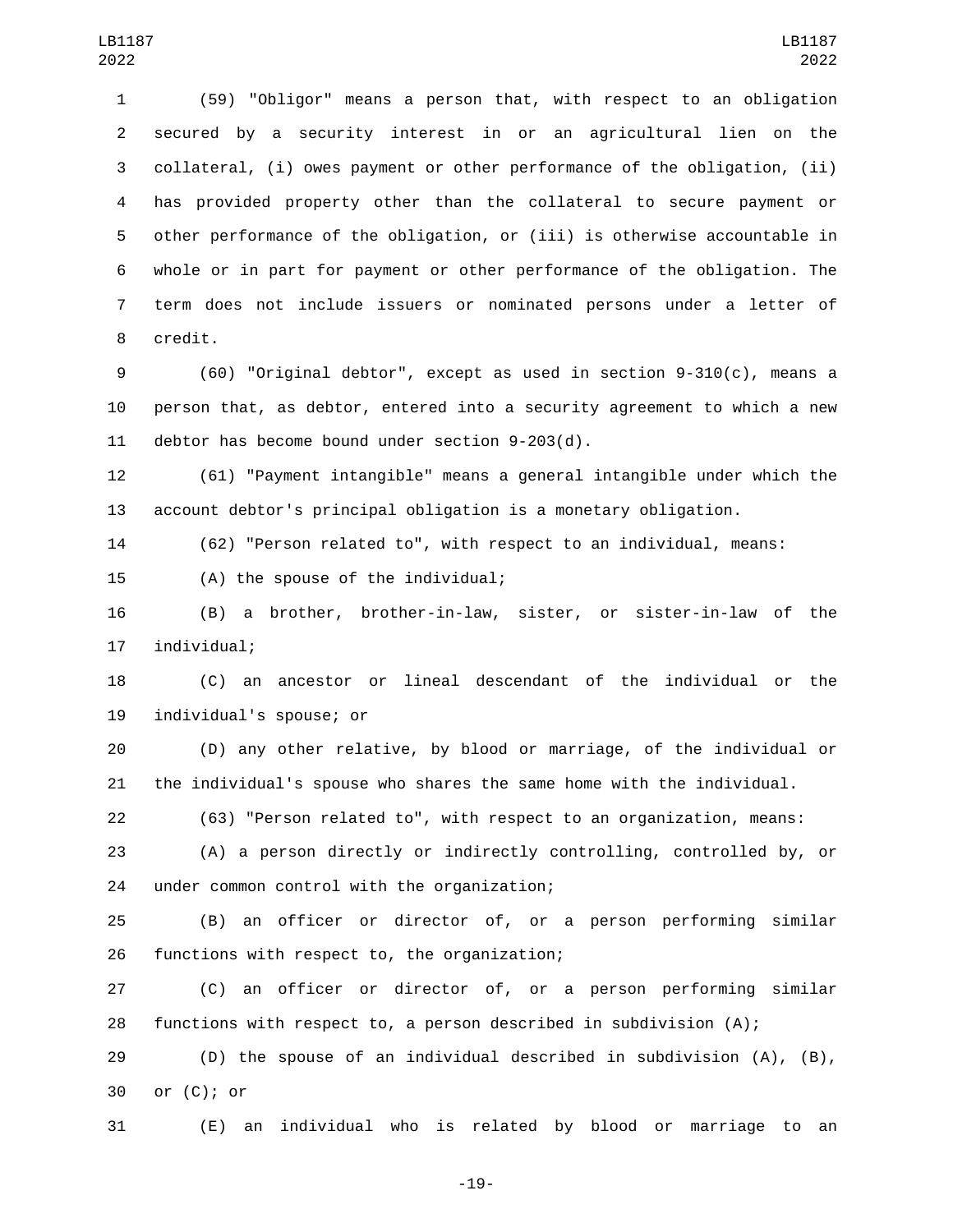(59) "Obligor" means a person that, with respect to an obligation secured by a security interest in or an agricultural lien on the collateral, (i) owes payment or other performance of the obligation, (ii) has provided property other than the collateral to secure payment or other performance of the obligation, or (iii) is otherwise accountable in whole or in part for payment or other performance of the obligation. The term does not include issuers or nominated persons under a letter of credit.

(60) "Original debtor", except as used in section 9-310(c), means a person that, as debtor, entered into a security agreement to which a new debtor has become bound under section 9-203(d).

(61) "Payment intangible" means a general intangible under which the account debtor's principal obligation is a monetary obligation.

(62) "Person related to", with respect to an individual, means:

(A) the spouse of the individual;

(B) a brother, brother-in-law, sister, or sister-in-law of the individual;

(C) an ancestor or lineal descendant of the individual or the individual's spouse; or

(D) any other relative, by blood or marriage, of the individual or the individual's spouse who shares the same home with the individual.

(63) "Person related to", with respect to an organization, means:

(A) a person directly or indirectly controlling, controlled by, or under common control with the organization;

(B) an officer or director of, or a person performing similar functions with respect to, the organization;

(C) an officer or director of, or a person performing similar functions with respect to, a person described in subdivision (A);

(D) the spouse of an individual described in subdivision (A), (B), or (C); or

(E) an individual who is related by blood or marriage to an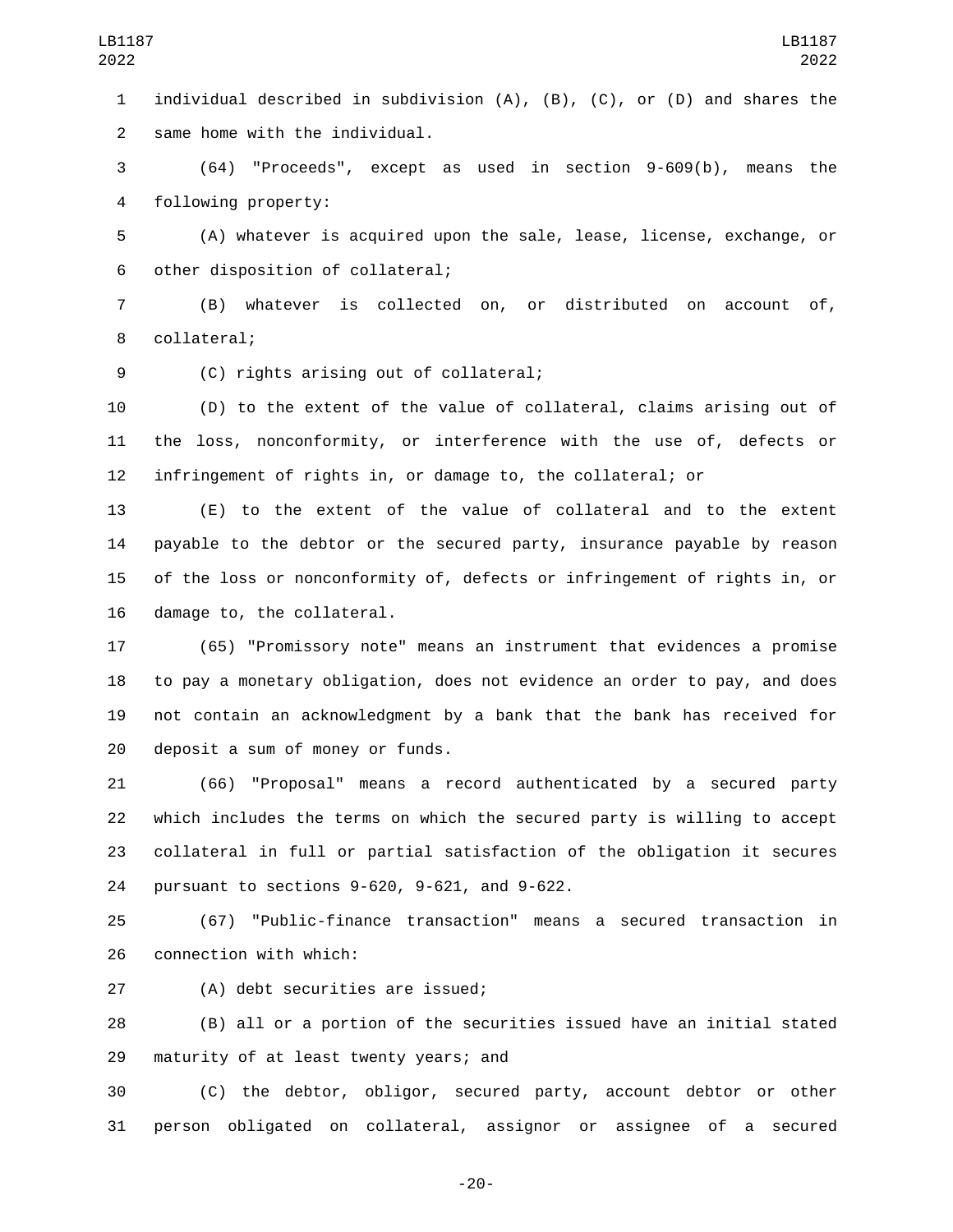individual described in subdivision (A), (B), (C), or (D) and shares the same home with the individual.

(64) "Proceeds", except as used in section 9-609(b), means the following property:

(A) whatever is acquired upon the sale, lease, license, exchange, or other disposition of collateral;

(B) whatever is collected on, or distributed on account of, collateral;

(C) rights arising out of collateral;

(D) to the extent of the value of collateral, claims arising out of the loss, nonconformity, or interference with the use of, defects or infringement of rights in, or damage to, the collateral; or

(E) to the extent of the value of collateral and to the extent payable to the debtor or the secured party, insurance payable by reason of the loss or nonconformity of, defects or infringement of rights in, or damage to, the collateral.

(65) "Promissory note" means an instrument that evidences a promise to pay a monetary obligation, does not evidence an order to pay, and does not contain an acknowledgment by a bank that the bank has received for deposit a sum of money or funds.

(66) "Proposal" means a record authenticated by a secured party which includes the terms on which the secured party is willing to accept collateral in full or partial satisfaction of the obligation it secures pursuant to sections 9-620, 9-621, and 9-622.

(67) "Public-finance transaction" means a secured transaction in connection with which:

(A) debt securities are issued;

(B) all or a portion of the securities issued have an initial stated maturity of at least twenty years; and

(C) the debtor, obligor, secured party, account debtor or other person obligated on collateral, assignor or assignee of a secured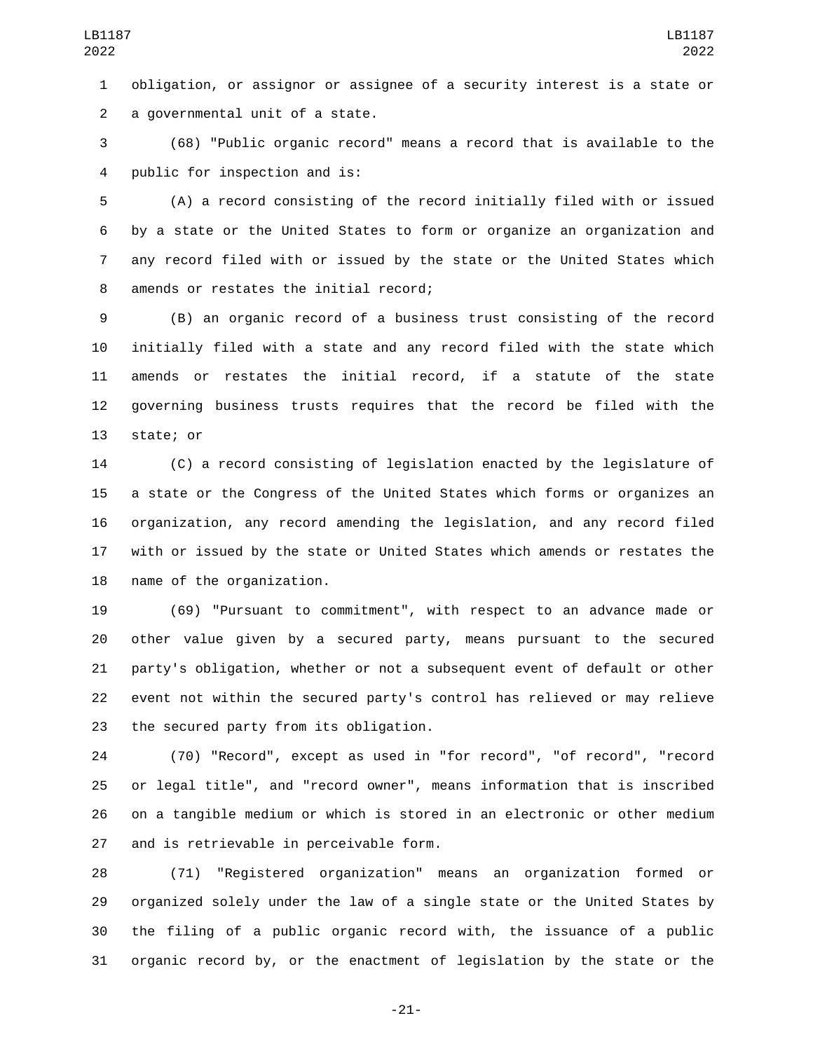obligation, or assignor or assignee of a security interest is a state or a governmental unit of a state.

(68) "Public organic record" means a record that is available to the public for inspection and is:

(A) a record consisting of the record initially filed with or issued by a state or the United States to form or organize an organization and any record filed with or issued by the state or the United States which amends or restates the initial record;

(B) an organic record of a business trust consisting of the record initially filed with a state and any record filed with the state which amends or restates the initial record, if a statute of the state governing business trusts requires that the record be filed with the state; or

(C) a record consisting of legislation enacted by the legislature of a state or the Congress of the United States which forms or organizes an organization, any record amending the legislation, and any record filed with or issued by the state or United States which amends or restates the name of the organization.

(69) "Pursuant to commitment", with respect to an advance made or other value given by a secured party, means pursuant to the secured party's obligation, whether or not a subsequent event of default or other event not within the secured party's control has relieved or may relieve the secured party from its obligation.

(70) "Record", except as used in "for record", "of record", "record or legal title", and "record owner", means information that is inscribed on a tangible medium or which is stored in an electronic or other medium and is retrievable in perceivable form.

(71) "Registered organization" means an organization formed or organized solely under the law of a single state or the United States by the filing of a public organic record with, the issuance of a public organic record by, or the enactment of legislation by the state or the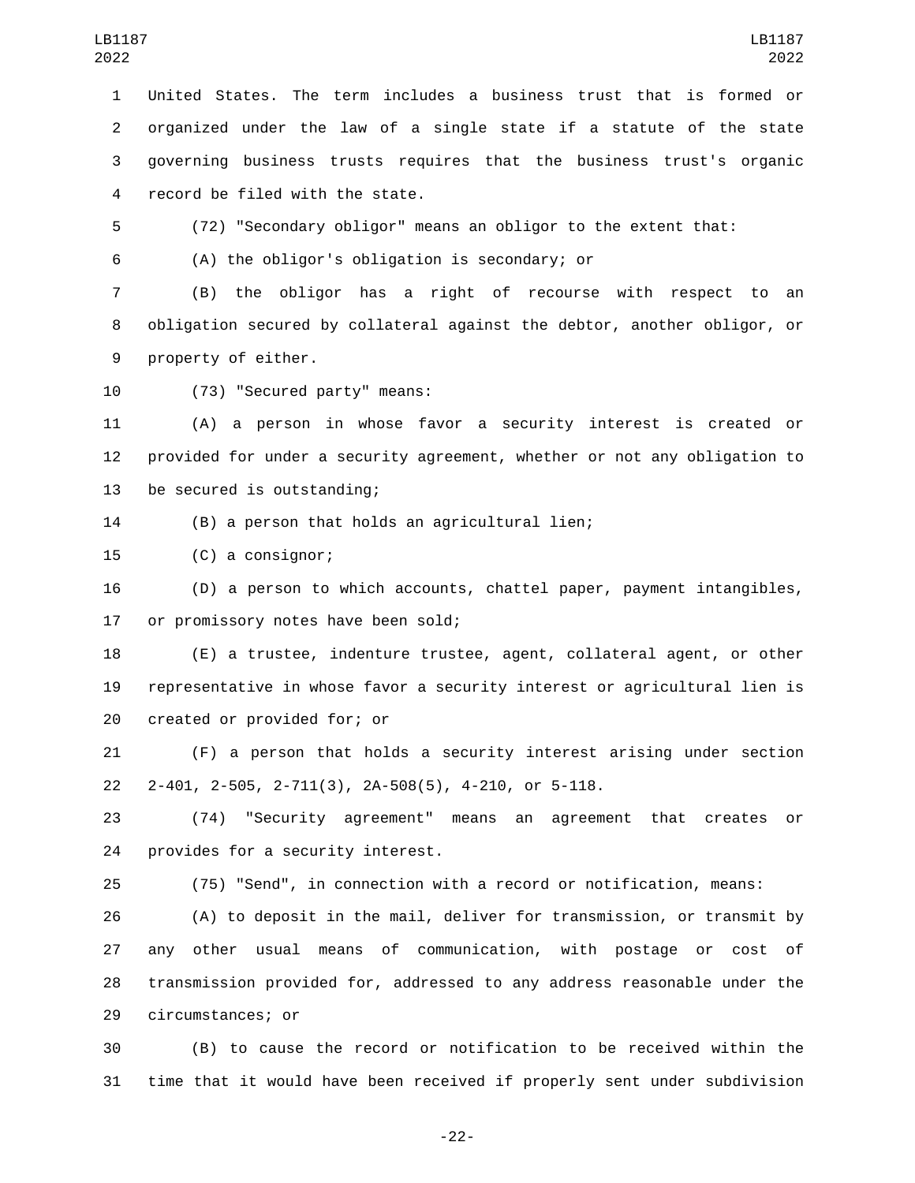United States. The term includes a business trust that is formed or organized under the law of a single state if a statute of the state governing business trusts requires that the business trust's organic record be filed with the state.

(72) "Secondary obligor" means an obligor to the extent that:

(A) the obligor's obligation is secondary; or

(B) the obligor has a right of recourse with respect to an obligation secured by collateral against the debtor, another obligor, or property of either.

(73) "Secured party" means:

(A) a person in whose favor a security interest is created or provided for under a security agreement, whether or not any obligation to be secured is outstanding;

(B) a person that holds an agricultural lien;

(C) a consignor;

(D) a person to which accounts, chattel paper, payment intangibles, or promissory notes have been sold;

(E) a trustee, indenture trustee, agent, collateral agent, or other representative in whose favor a security interest or agricultural lien is created or provided for; or

(F) a person that holds a security interest arising under section 2-401, 2-505, 2-711(3), 2A-508(5), 4-210, or 5-118.

(74) "Security agreement" means an agreement that creates or provides for a security interest.

(75) "Send", in connection with a record or notification, means:

(A) to deposit in the mail, deliver for transmission, or transmit by any other usual means of communication, with postage or cost of transmission provided for, addressed to any address reasonable under the circumstances; or

(B) to cause the record or notification to be received within the time that it would have been received if properly sent under subdivision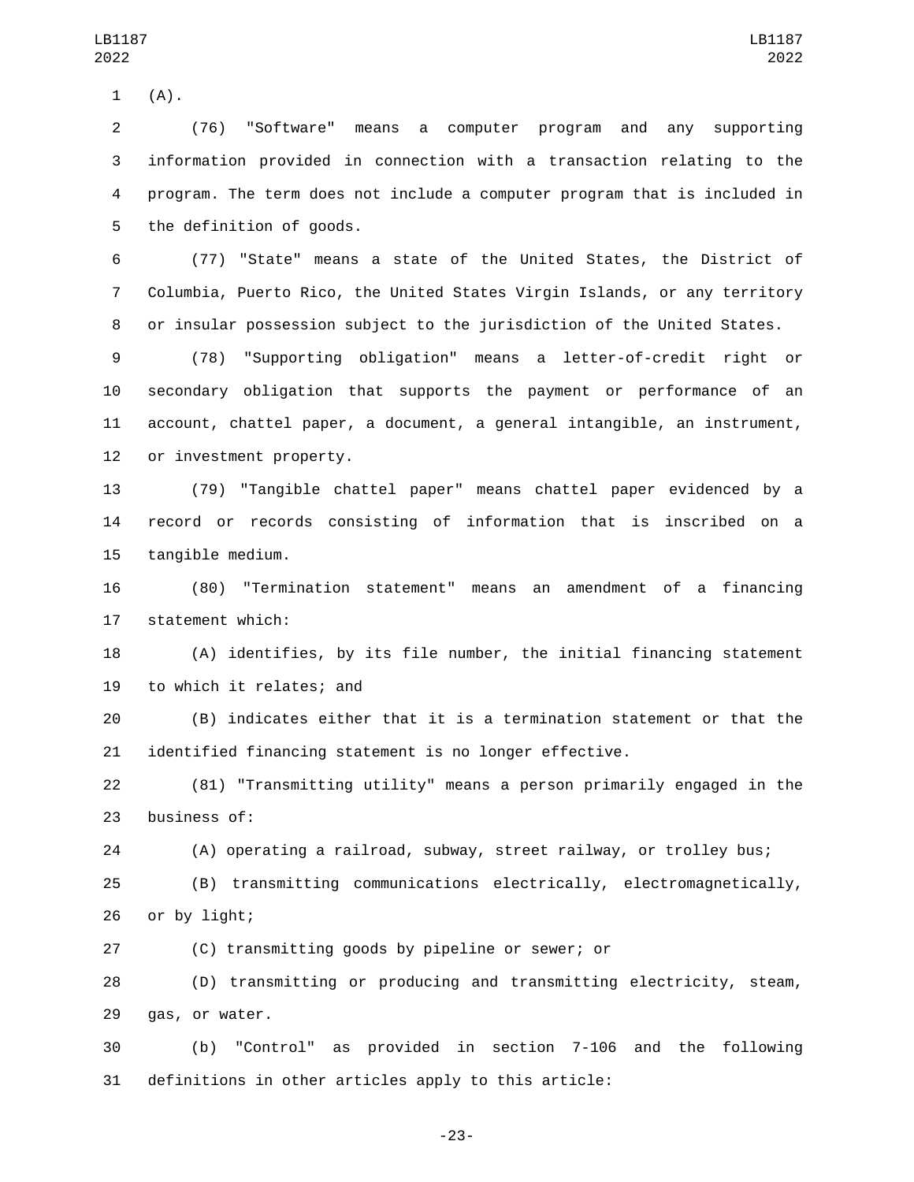(A).

(76) "Software" means a computer program and any supporting information provided in connection with a transaction relating to the program. The term does not include a computer program that is included in the definition of goods.

(77) "State" means a state of the United States, the District of Columbia, Puerto Rico, the United States Virgin Islands, or any territory or insular possession subject to the jurisdiction of the United States.

(78) "Supporting obligation" means a letter-of-credit right or secondary obligation that supports the payment or performance of an account, chattel paper, a document, a general intangible, an instrument, or investment property.

(79) "Tangible chattel paper" means chattel paper evidenced by a record or records consisting of information that is inscribed on a tangible medium.

(80) "Termination statement" means an amendment of a financing statement which:

(A) identifies, by its file number, the initial financing statement to which it relates; and

(B) indicates either that it is a termination statement or that the identified financing statement is no longer effective.

(81) "Transmitting utility" means a person primarily engaged in the business of:

(A) operating a railroad, subway, street railway, or trolley bus;

(B) transmitting communications electrically, electromagnetically, or by light;

(C) transmitting goods by pipeline or sewer; or

(D) transmitting or producing and transmitting electricity, steam, gas, or water.

(b) "Control" as provided in section 7-106 and the following definitions in other articles apply to this article: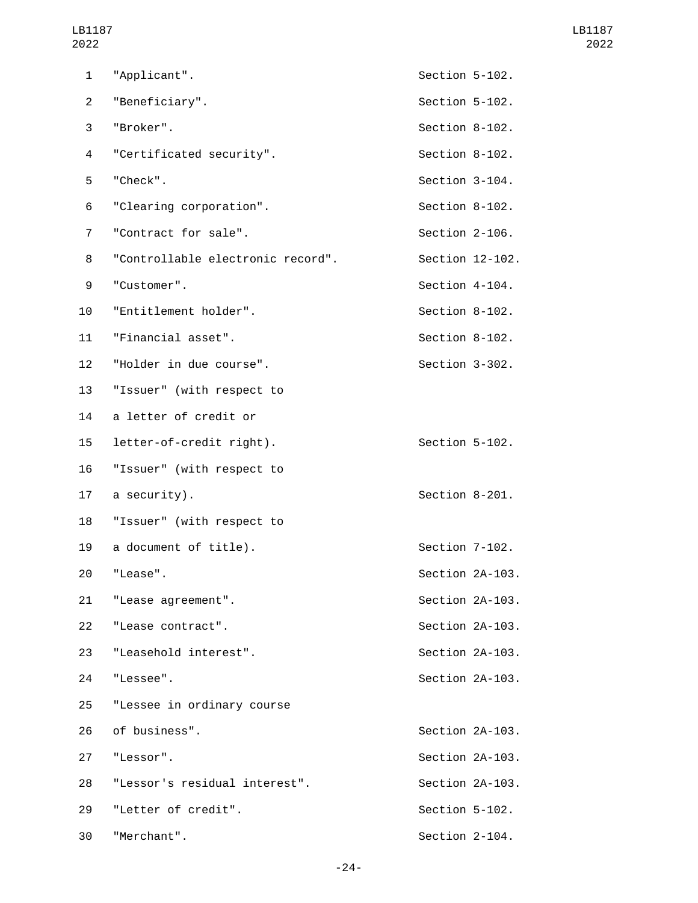| | |
|---|---|
| "Applicant". | Section 5-102. |
| "Beneficiary". | Section 5-102. |
| "Broker". | Section 8-102. |
| "Certificated security". | Section 8-102. |
| "Check". | Section 3-104. |
| "Clearing corporation". | Section 8-102. |
| "Contract for sale". | Section 2-106. |
| "Controllable electronic record". | Section 12-102. |
| "Customer". | Section 4-104. |
| "Entitlement holder". | Section 8-102. |
| "Financial asset". | Section 8-102. |
| "Holder in due course". | Section 3-302. |
| "Issuer" (with respect to a letter of credit or letter-of-credit right). | Section 5-102. |
| "Issuer" (with respect to a security). | Section 8-201. |
| "Issuer" (with respect to a document of title). | Section 7-102. |
| "Lease". | Section 2A-103. |
| "Lease agreement". | Section 2A-103. |
| "Lease contract". | Section 2A-103. |
| "Leasehold interest". | Section 2A-103. |
| "Lessee". | Section 2A-103. |
| "Lessee in ordinary course of business". | Section 2A-103. |
| "Lessor". | Section 2A-103. |
| "Lessor's residual interest". | Section 2A-103. |
| "Letter of credit". | Section 5-102. |
| "Merchant". | Section 2-104. |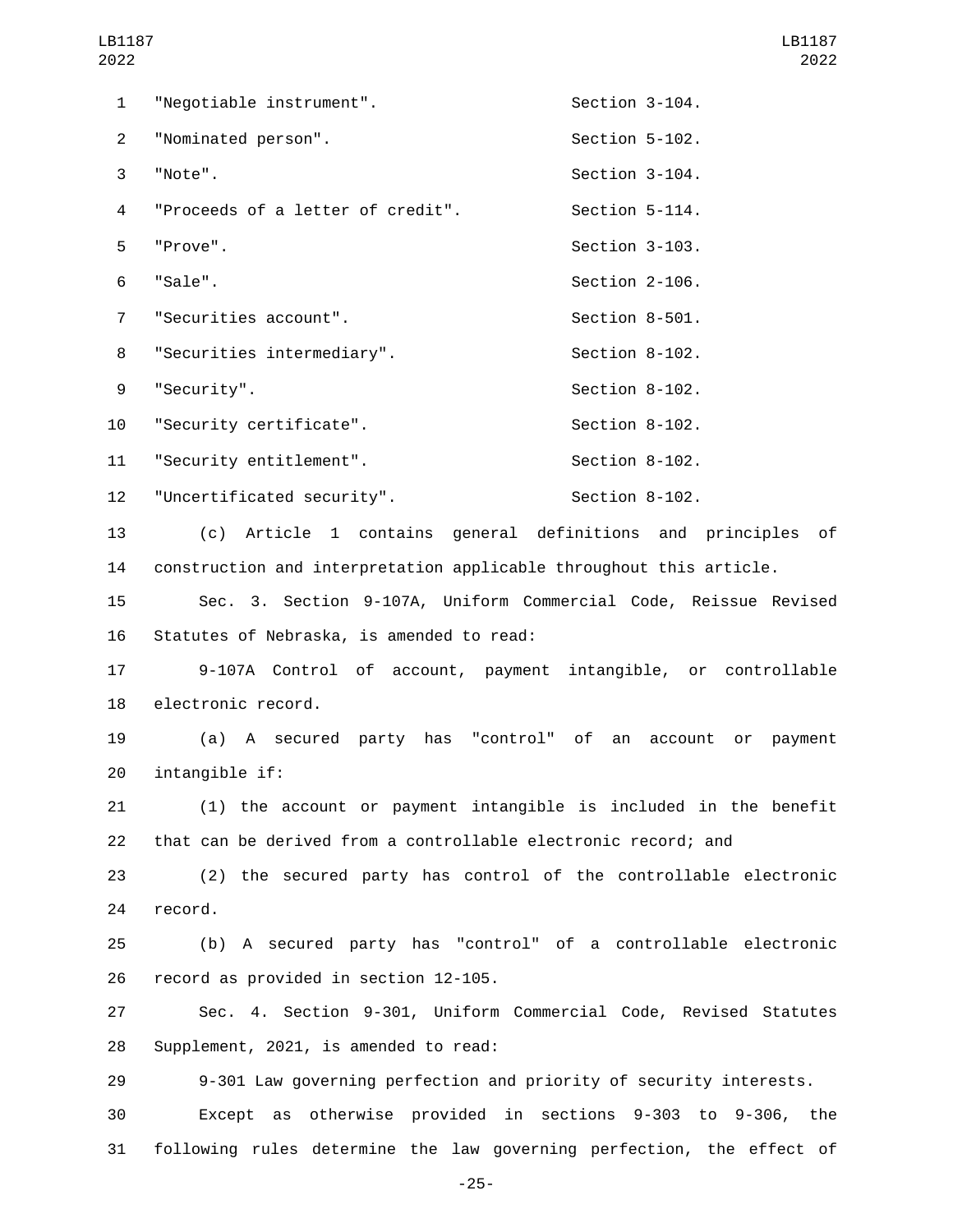| | |
|---|---|
| "Negotiable instrument". | Section 3-104. |
| "Nominated person". | Section 5-102. |
| "Note". | Section 3-104. |
| "Proceeds of a letter of credit". | Section 5-114. |
| "Prove". | Section 3-103. |
| "Sale". | Section 2-106. |
| "Securities account". | Section 8-501. |
| "Securities intermediary". | Section 8-102. |
| "Security". | Section 8-102. |
| "Security certificate". | Section 8-102. |
| "Security entitlement". | Section 8-102. |
| "Uncertificated security". | Section 8-102. |

(c) Article 1 contains general definitions and principles of construction and interpretation applicable throughout this article.

Sec. 3. Section 9-107A, Uniform Commercial Code, Reissue Revised Statutes of Nebraska, is amended to read:

9-107A Control of account, payment intangible, or controllable electronic record.

(a) A secured party has "control" of an account or payment intangible if:

(1) the account or payment intangible is included in the benefit that can be derived from a controllable electronic record; and

(2) the secured party has control of the controllable electronic record.

(b) A secured party has "control" of a controllable electronic record as provided in section 12-105.

Sec. 4. Section 9-301, Uniform Commercial Code, Revised Statutes Supplement, 2021, is amended to read:

9-301 Law governing perfection and priority of security interests.

Except as otherwise provided in sections 9-303 to 9-306, the following rules determine the law governing perfection, the effect of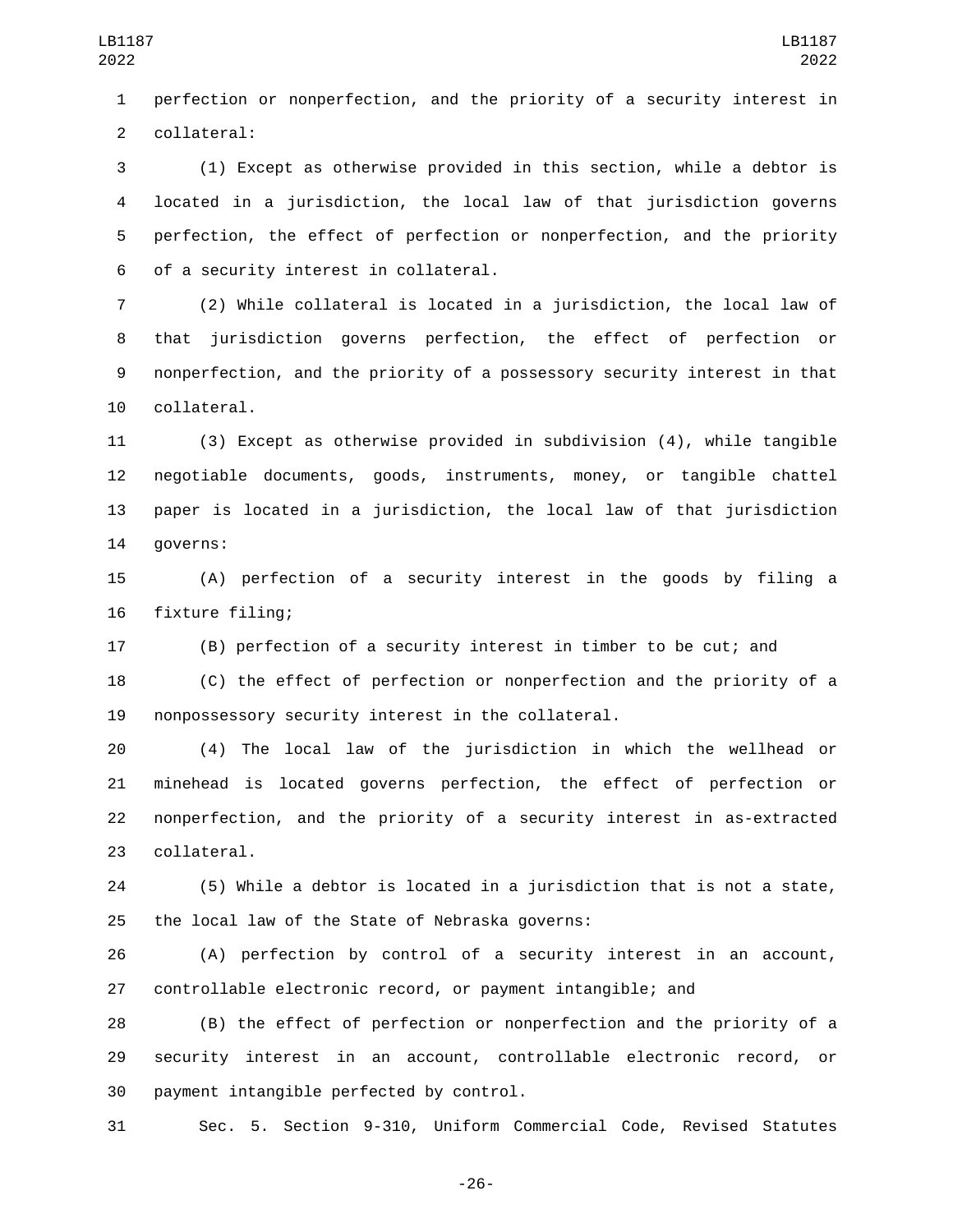perfection or nonperfection, and the priority of a security interest in collateral:

(1) Except as otherwise provided in this section, while a debtor is located in a jurisdiction, the local law of that jurisdiction governs perfection, the effect of perfection or nonperfection, and the priority of a security interest in collateral.

(2) While collateral is located in a jurisdiction, the local law of that jurisdiction governs perfection, the effect of perfection or nonperfection, and the priority of a possessory security interest in that collateral.

(3) Except as otherwise provided in subdivision (4), while tangible negotiable documents, goods, instruments, money, or tangible chattel paper is located in a jurisdiction, the local law of that jurisdiction governs:

(A) perfection of a security interest in the goods by filing a fixture filing;

(B) perfection of a security interest in timber to be cut; and

(C) the effect of perfection or nonperfection and the priority of a nonpossessory security interest in the collateral.

(4) The local law of the jurisdiction in which the wellhead or minehead is located governs perfection, the effect of perfection or nonperfection, and the priority of a security interest in as-extracted collateral.

(5) While a debtor is located in a jurisdiction that is not a state, the local law of the State of Nebraska governs:

(A) perfection by control of a security interest in an account, controllable electronic record, or payment intangible; and

(B) the effect of perfection or nonperfection and the priority of a security interest in an account, controllable electronic record, or payment intangible perfected by control.

Sec. 5. Section 9-310, Uniform Commercial Code, Revised Statutes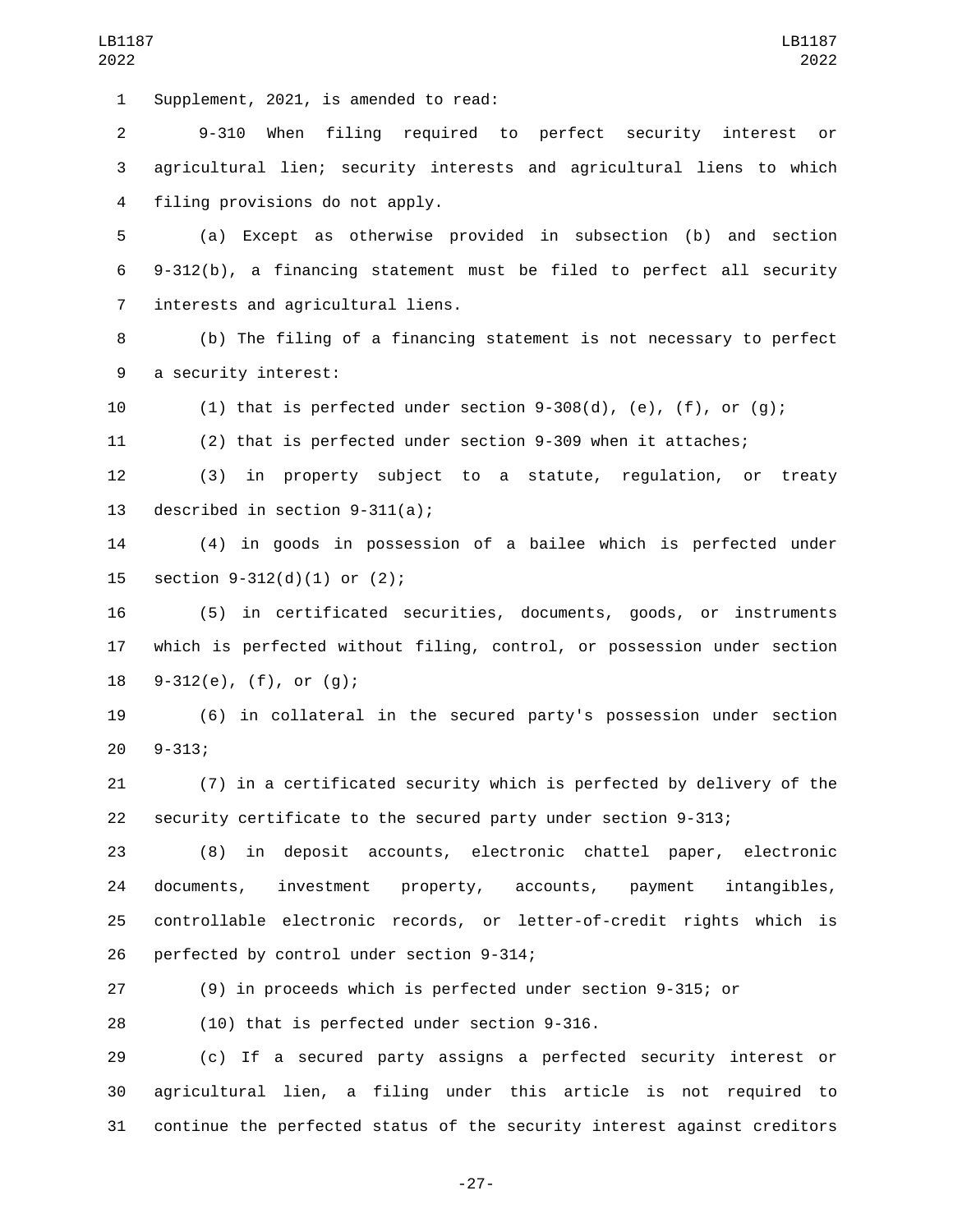Supplement, 2021, is amended to read:

9-310 When filing required to perfect security interest or agricultural lien; security interests and agricultural liens to which filing provisions do not apply.

(a) Except as otherwise provided in subsection (b) and section 9-312(b), a financing statement must be filed to perfect all security interests and agricultural liens.

(b) The filing of a financing statement is not necessary to perfect a security interest:

(1) that is perfected under section 9-308(d), (e), (f), or (g);

(2) that is perfected under section 9-309 when it attaches;

(3) in property subject to a statute, regulation, or treaty described in section 9-311(a);

(4) in goods in possession of a bailee which is perfected under section 9-312(d)(1) or (2);

(5) in certificated securities, documents, goods, or instruments which is perfected without filing, control, or possession under section 9-312(e), (f), or (g);

(6) in collateral in the secured party's possession under section 9-313;

(7) in a certificated security which is perfected by delivery of the security certificate to the secured party under section 9-313;

(8) in deposit accounts, electronic chattel paper, electronic documents, investment property, accounts, payment intangibles, controllable electronic records, or letter-of-credit rights which is perfected by control under section 9-314;

(9) in proceeds which is perfected under section 9-315; or

(10) that is perfected under section 9-316.

(c) If a secured party assigns a perfected security interest or agricultural lien, a filing under this article is not required to continue the perfected status of the security interest against creditors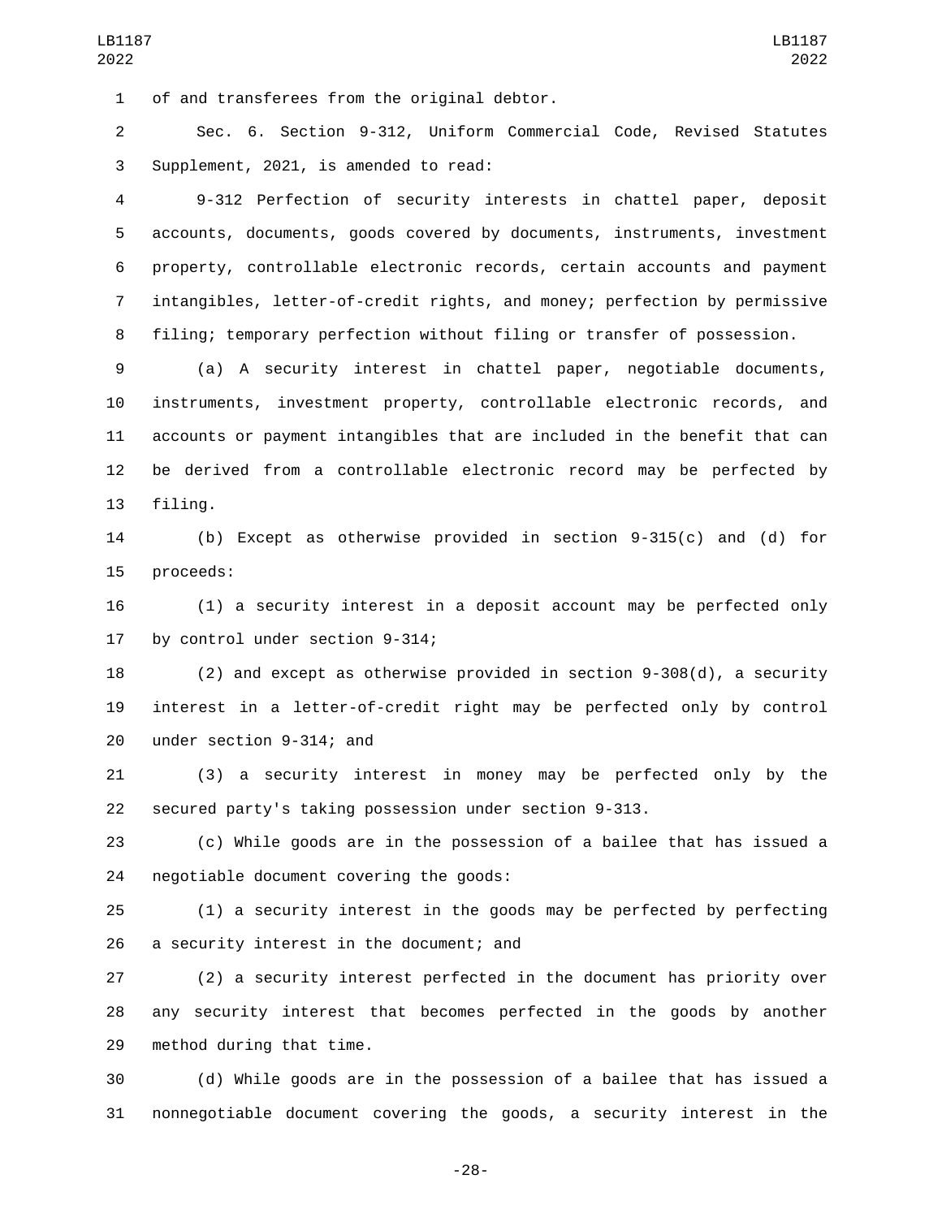of and transferees from the original debtor.

Sec. 6. Section 9-312, Uniform Commercial Code, Revised Statutes Supplement, 2021, is amended to read:

9-312 Perfection of security interests in chattel paper, deposit accounts, documents, goods covered by documents, instruments, investment property, controllable electronic records, certain accounts and payment intangibles, letter-of-credit rights, and money; perfection by permissive filing; temporary perfection without filing or transfer of possession.

(a) A security interest in chattel paper, negotiable documents, instruments, investment property, controllable electronic records, and accounts or payment intangibles that are included in the benefit that can be derived from a controllable electronic record may be perfected by filing.

(b) Except as otherwise provided in section 9-315(c) and (d) for proceeds:

(1) a security interest in a deposit account may be perfected only by control under section 9-314;

(2) and except as otherwise provided in section 9-308(d), a security interest in a letter-of-credit right may be perfected only by control under section 9-314; and

(3) a security interest in money may be perfected only by the secured party's taking possession under section 9-313.

(c) While goods are in the possession of a bailee that has issued a negotiable document covering the goods:

(1) a security interest in the goods may be perfected by perfecting a security interest in the document; and

(2) a security interest perfected in the document has priority over any security interest that becomes perfected in the goods by another method during that time.

(d) While goods are in the possession of a bailee that has issued a nonnegotiable document covering the goods, a security interest in the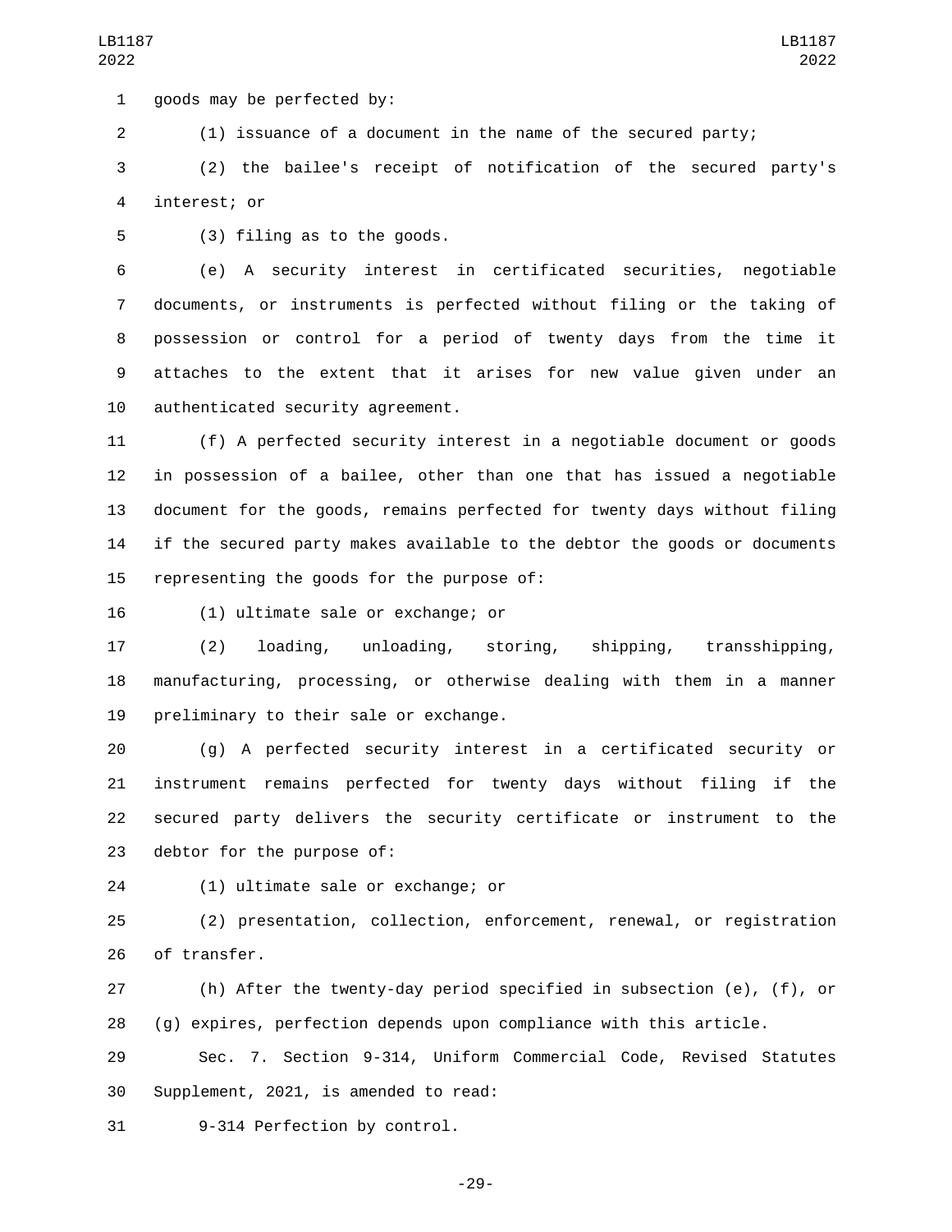goods may be perfected by:

(1) issuance of a document in the name of the secured party;

(2) the bailee's receipt of notification of the secured party's interest; or

(3) filing as to the goods.

(e) A security interest in certificated securities, negotiable documents, or instruments is perfected without filing or the taking of possession or control for a period of twenty days from the time it attaches to the extent that it arises for new value given under an authenticated security agreement.

(f) A perfected security interest in a negotiable document or goods in possession of a bailee, other than one that has issued a negotiable document for the goods, remains perfected for twenty days without filing if the secured party makes available to the debtor the goods or documents representing the goods for the purpose of:

(1) ultimate sale or exchange; or

(2) loading, unloading, storing, shipping, transshipping, manufacturing, processing, or otherwise dealing with them in a manner preliminary to their sale or exchange.

(g) A perfected security interest in a certificated security or instrument remains perfected for twenty days without filing if the secured party delivers the security certificate or instrument to the debtor for the purpose of:

(1) ultimate sale or exchange; or

(2) presentation, collection, enforcement, renewal, or registration of transfer.

(h) After the twenty-day period specified in subsection (e), (f), or (g) expires, perfection depends upon compliance with this article.

Sec. 7. Section 9-314, Uniform Commercial Code, Revised Statutes Supplement, 2021, is amended to read:

9-314 Perfection by control.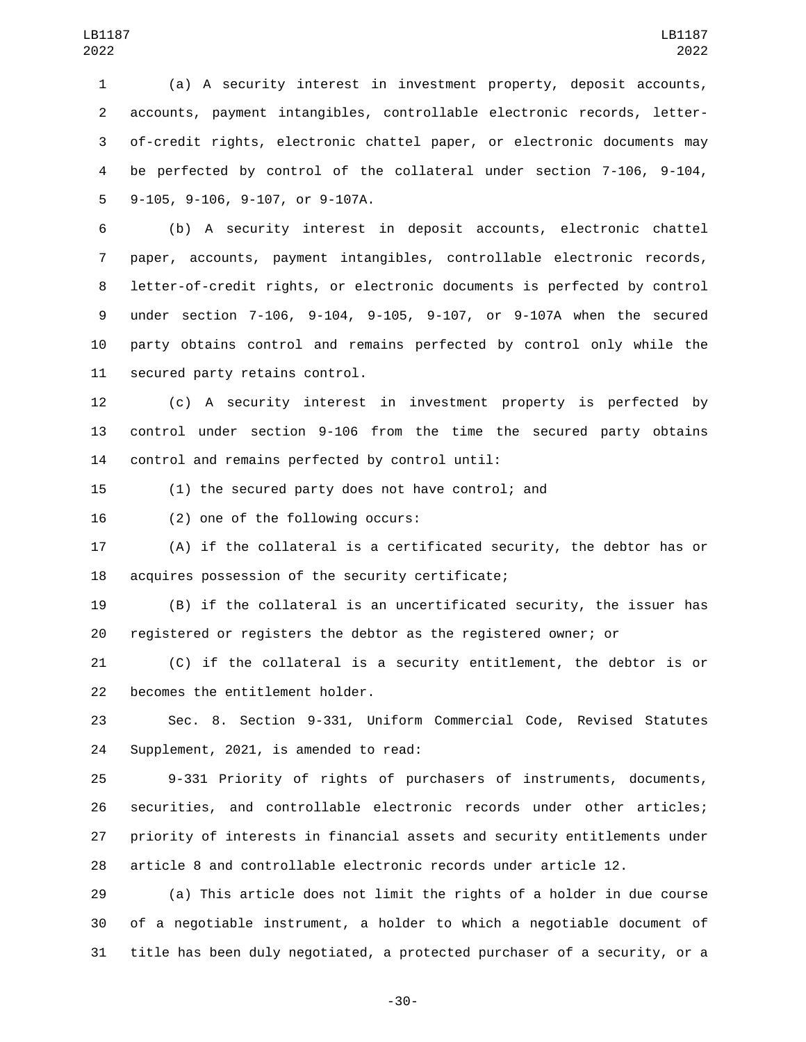(a) A security interest in investment property, deposit accounts, accounts, payment intangibles, controllable electronic records, letter-of-credit rights, electronic chattel paper, or electronic documents may be perfected by control of the collateral under section 7-106, 9-104, 9-105, 9-106, 9-107, or 9-107A.

(b) A security interest in deposit accounts, electronic chattel paper, accounts, payment intangibles, controllable electronic records, letter-of-credit rights, or electronic documents is perfected by control under section 7-106, 9-104, 9-105, 9-107, or 9-107A when the secured party obtains control and remains perfected by control only while the secured party retains control.

(c) A security interest in investment property is perfected by control under section 9-106 from the time the secured party obtains control and remains perfected by control until:

(1) the secured party does not have control; and

(2) one of the following occurs:

(A) if the collateral is a certificated security, the debtor has or acquires possession of the security certificate;

(B) if the collateral is an uncertificated security, the issuer has registered or registers the debtor as the registered owner; or

(C) if the collateral is a security entitlement, the debtor is or becomes the entitlement holder.

Sec. 8. Section 9-331, Uniform Commercial Code, Revised Statutes Supplement, 2021, is amended to read:

9-331 Priority of rights of purchasers of instruments, documents, securities, and controllable electronic records under other articles; priority of interests in financial assets and security entitlements under article 8 and controllable electronic records under article 12.

(a) This article does not limit the rights of a holder in due course of a negotiable instrument, a holder to which a negotiable document of title has been duly negotiated, a protected purchaser of a security, or a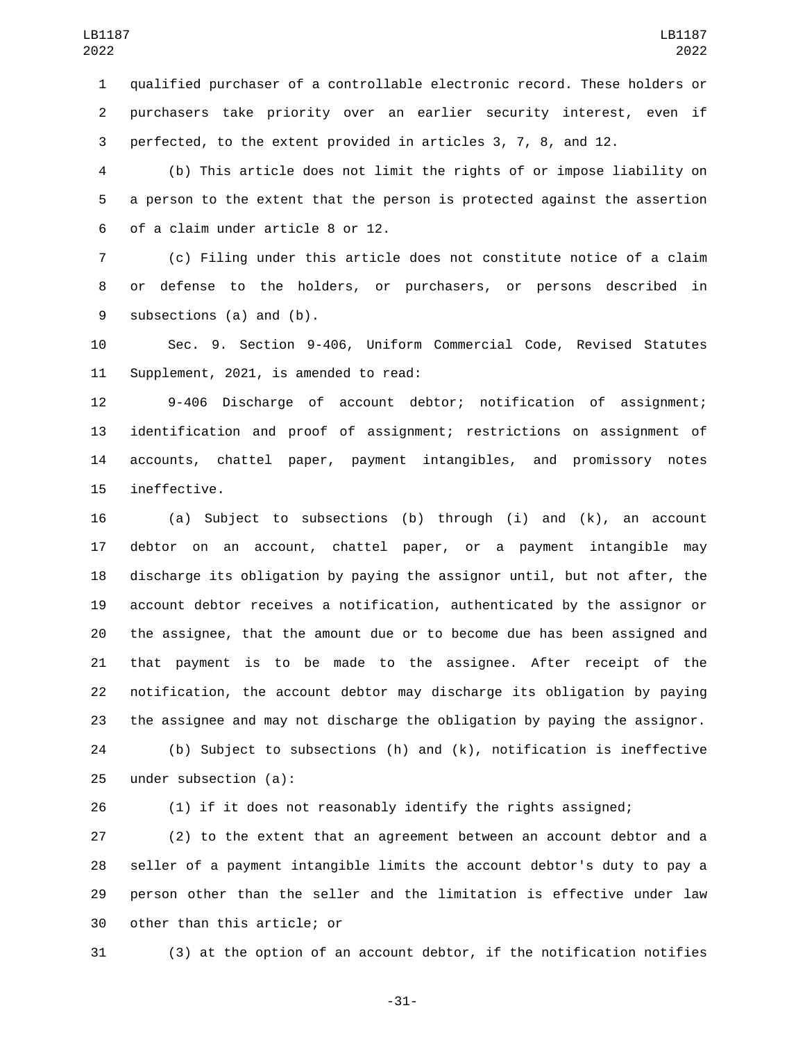qualified purchaser of a controllable electronic record. These holders or purchasers take priority over an earlier security interest, even if perfected, to the extent provided in articles 3, 7, 8, and 12.

(b) This article does not limit the rights of or impose liability on a person to the extent that the person is protected against the assertion of a claim under article 8 or 12.

(c) Filing under this article does not constitute notice of a claim or defense to the holders, or purchasers, or persons described in subsections (a) and (b).

Sec. 9. Section 9-406, Uniform Commercial Code, Revised Statutes Supplement, 2021, is amended to read:

9-406 Discharge of account debtor; notification of assignment; identification and proof of assignment; restrictions on assignment of accounts, chattel paper, payment intangibles, and promissory notes ineffective.

(a) Subject to subsections (b) through (i) and (k), an account debtor on an account, chattel paper, or a payment intangible may discharge its obligation by paying the assignor until, but not after, the account debtor receives a notification, authenticated by the assignor or the assignee, that the amount due or to become due has been assigned and that payment is to be made to the assignee. After receipt of the notification, the account debtor may discharge its obligation by paying the assignee and may not discharge the obligation by paying the assignor.

(b) Subject to subsections (h) and (k), notification is ineffective under subsection (a):

(1) if it does not reasonably identify the rights assigned;

(2) to the extent that an agreement between an account debtor and a seller of a payment intangible limits the account debtor's duty to pay a person other than the seller and the limitation is effective under law other than this article; or

(3) at the option of an account debtor, if the notification notifies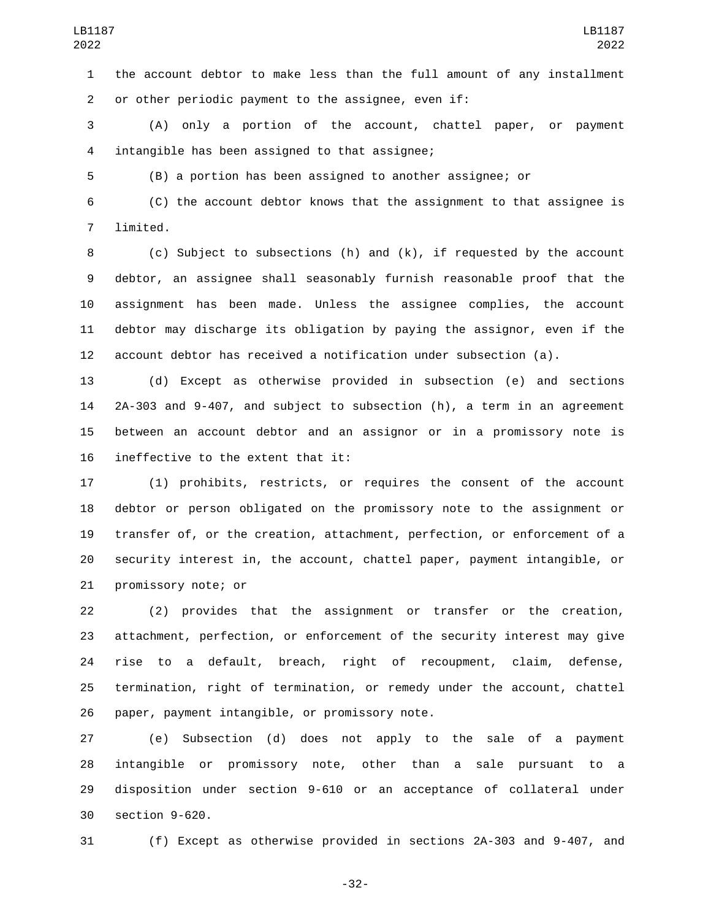the account debtor to make less than the full amount of any installment or other periodic payment to the assignee, even if:

(A) only a portion of the account, chattel paper, or payment intangible has been assigned to that assignee;

(B) a portion has been assigned to another assignee; or

(C) the account debtor knows that the assignment to that assignee is limited.

(c) Subject to subsections (h) and (k), if requested by the account debtor, an assignee shall seasonably furnish reasonable proof that the assignment has been made. Unless the assignee complies, the account debtor may discharge its obligation by paying the assignor, even if the account debtor has received a notification under subsection (a).

(d) Except as otherwise provided in subsection (e) and sections 2A-303 and 9-407, and subject to subsection (h), a term in an agreement between an account debtor and an assignor or in a promissory note is ineffective to the extent that it:

(1) prohibits, restricts, or requires the consent of the account debtor or person obligated on the promissory note to the assignment or transfer of, or the creation, attachment, perfection, or enforcement of a security interest in, the account, chattel paper, payment intangible, or promissory note; or

(2) provides that the assignment or transfer or the creation, attachment, perfection, or enforcement of the security interest may give rise to a default, breach, right of recoupment, claim, defense, termination, right of termination, or remedy under the account, chattel paper, payment intangible, or promissory note.

(e) Subsection (d) does not apply to the sale of a payment intangible or promissory note, other than a sale pursuant to a disposition under section 9-610 or an acceptance of collateral under section 9-620.

(f) Except as otherwise provided in sections 2A-303 and 9-407, and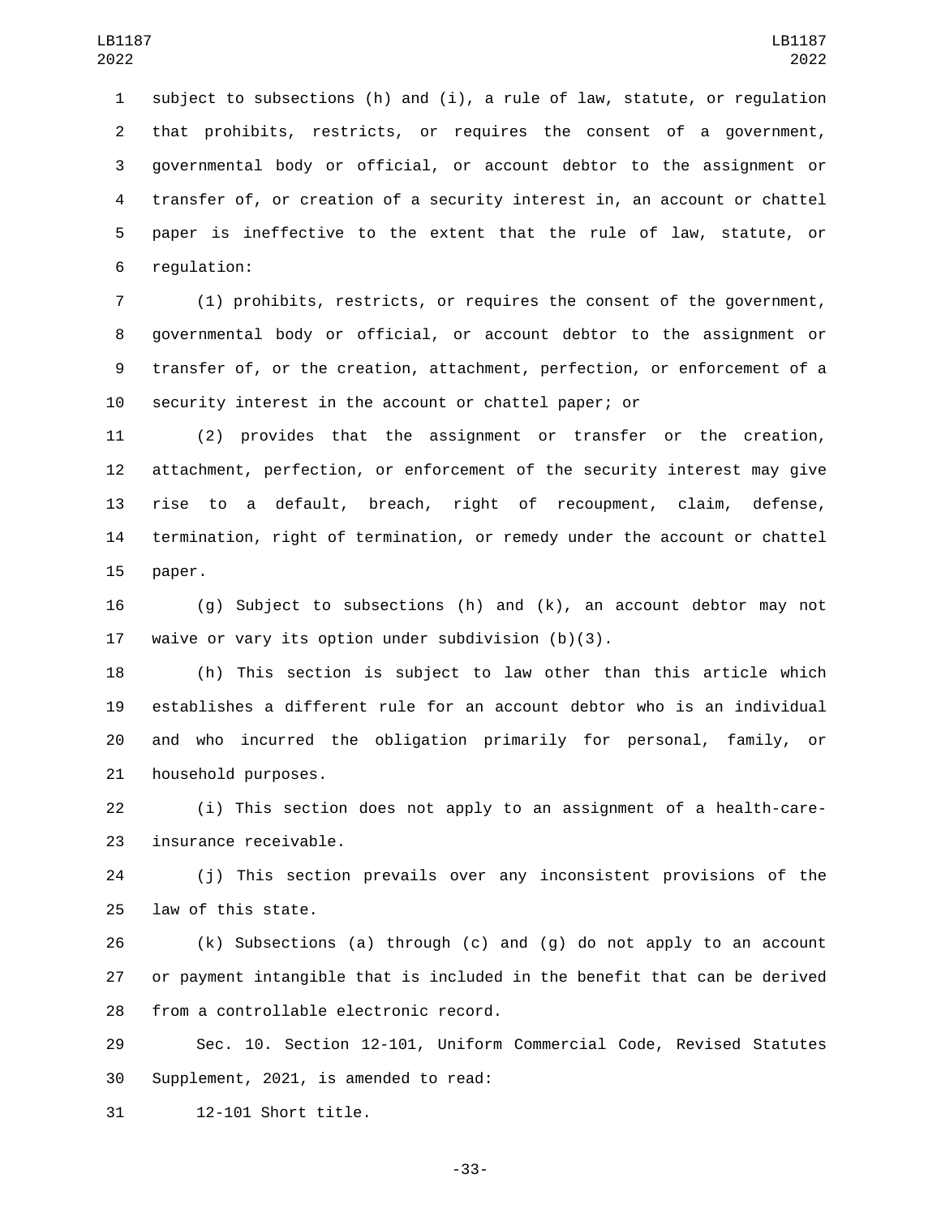subject to subsections (h) and (i), a rule of law, statute, or regulation that prohibits, restricts, or requires the consent of a government, governmental body or official, or account debtor to the assignment or transfer of, or creation of a security interest in, an account or chattel paper is ineffective to the extent that the rule of law, statute, or regulation:

(1) prohibits, restricts, or requires the consent of the government, governmental body or official, or account debtor to the assignment or transfer of, or the creation, attachment, perfection, or enforcement of a security interest in the account or chattel paper; or

(2) provides that the assignment or transfer or the creation, attachment, perfection, or enforcement of the security interest may give rise to a default, breach, right of recoupment, claim, defense, termination, right of termination, or remedy under the account or chattel paper.

(g) Subject to subsections (h) and (k), an account debtor may not waive or vary its option under subdivision (b)(3).

(h) This section is subject to law other than this article which establishes a different rule for an account debtor who is an individual and who incurred the obligation primarily for personal, family, or household purposes.

(i) This section does not apply to an assignment of a health-care-insurance receivable.

(j) This section prevails over any inconsistent provisions of the law of this state.

(k) Subsections (a) through (c) and (g) do not apply to an account or payment intangible that is included in the benefit that can be derived from a controllable electronic record.

Sec. 10. Section 12-101, Uniform Commercial Code, Revised Statutes Supplement, 2021, is amended to read:

12-101 Short title.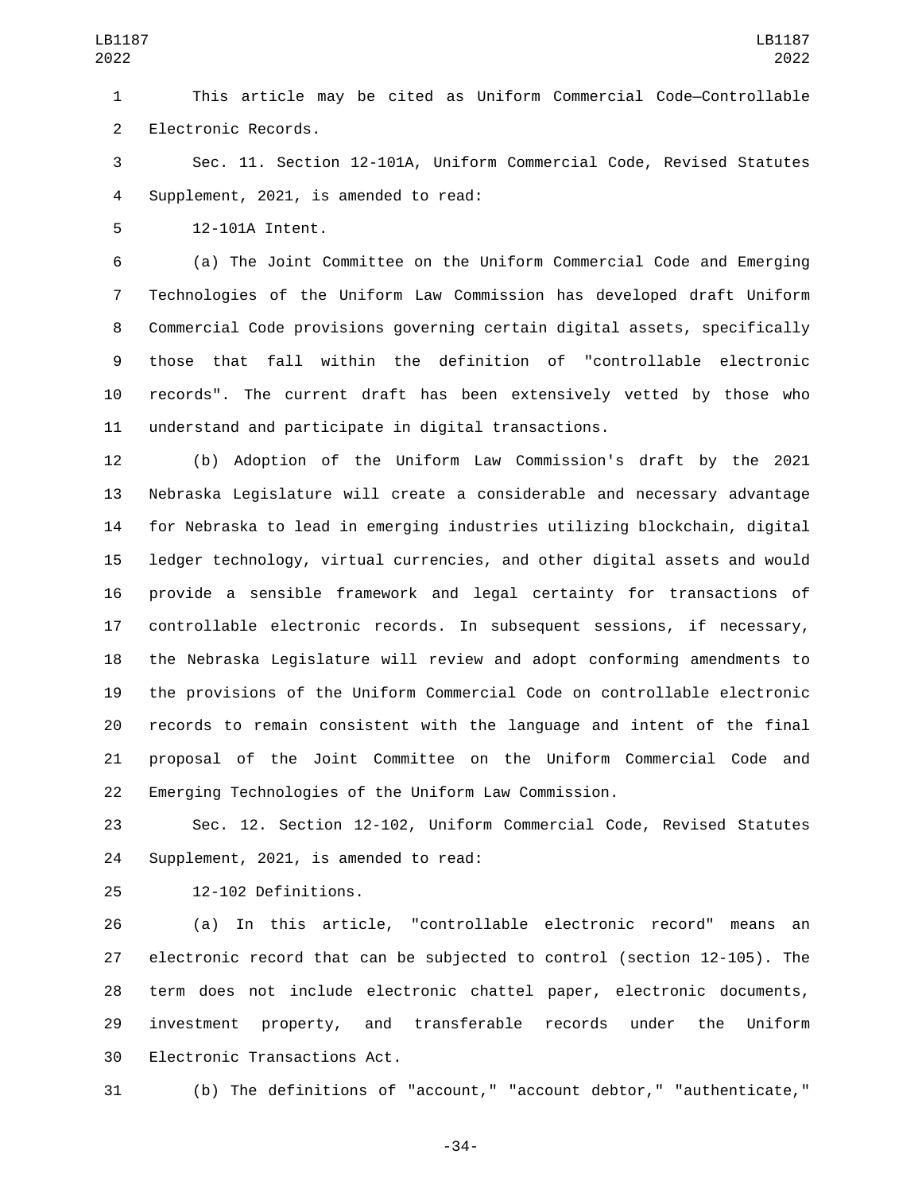This article may be cited as Uniform Commercial Code—Controllable Electronic Records.

Sec. 11. Section 12-101A, Uniform Commercial Code, Revised Statutes Supplement, 2021, is amended to read:

12-101A Intent.

(a) The Joint Committee on the Uniform Commercial Code and Emerging Technologies of the Uniform Law Commission has developed draft Uniform Commercial Code provisions governing certain digital assets, specifically those that fall within the definition of "controllable electronic records". The current draft has been extensively vetted by those who understand and participate in digital transactions.

(b) Adoption of the Uniform Law Commission's draft by the 2021 Nebraska Legislature will create a considerable and necessary advantage for Nebraska to lead in emerging industries utilizing blockchain, digital ledger technology, virtual currencies, and other digital assets and would provide a sensible framework and legal certainty for transactions of controllable electronic records. In subsequent sessions, if necessary, the Nebraska Legislature will review and adopt conforming amendments to the provisions of the Uniform Commercial Code on controllable electronic records to remain consistent with the language and intent of the final proposal of the Joint Committee on the Uniform Commercial Code and Emerging Technologies of the Uniform Law Commission.

Sec. 12. Section 12-102, Uniform Commercial Code, Revised Statutes Supplement, 2021, is amended to read:

12-102 Definitions.

(a) In this article, "controllable electronic record" means an electronic record that can be subjected to control (section 12-105). The term does not include electronic chattel paper, electronic documents, investment property, and transferable records under the Uniform Electronic Transactions Act.

(b) The definitions of "account," "account debtor," "authenticate,"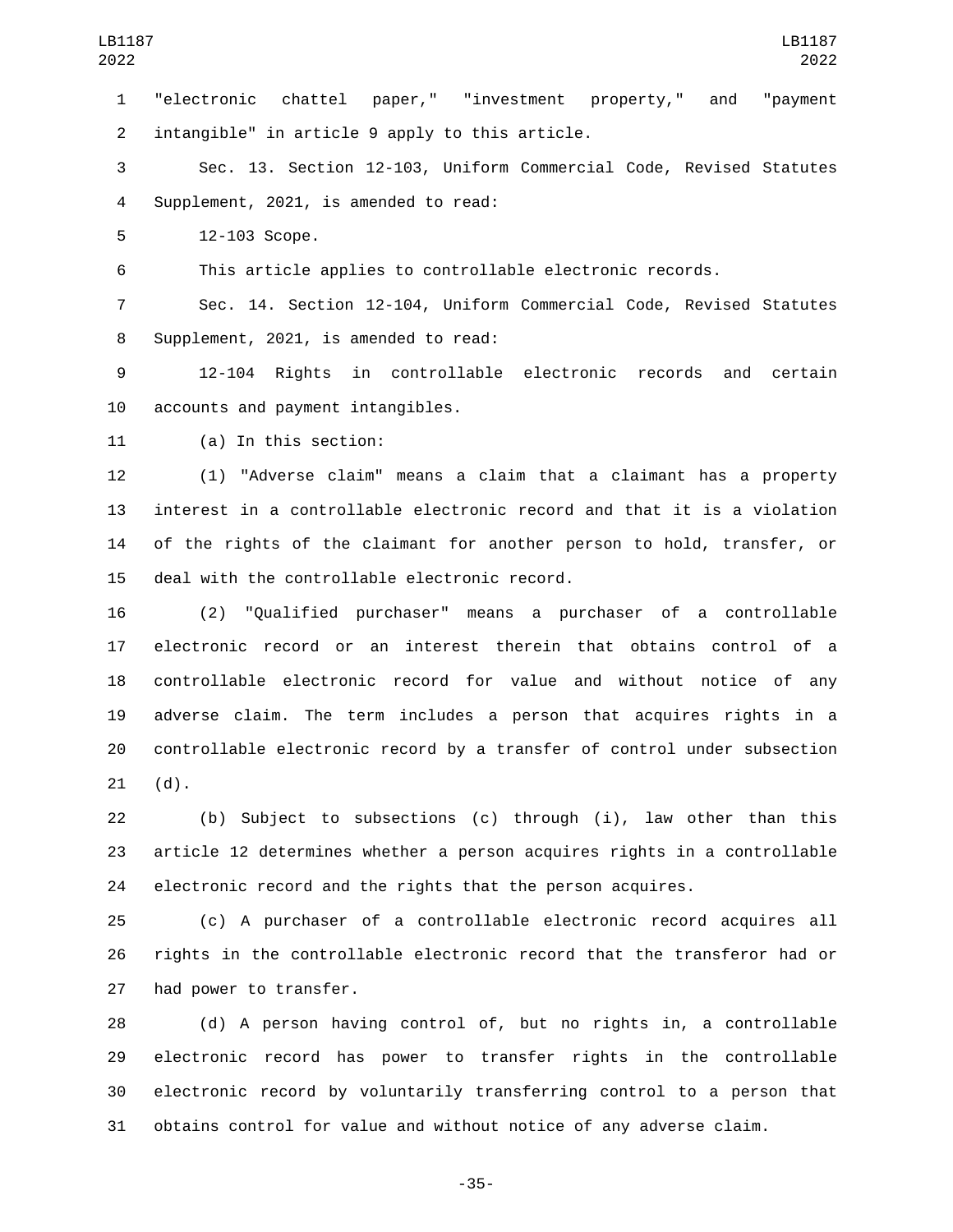"electronic chattel paper," "investment property," and "payment intangible" in article 9 apply to this article.

Sec. 13. Section 12-103, Uniform Commercial Code, Revised Statutes Supplement, 2021, is amended to read:

12-103 Scope.

This article applies to controllable electronic records.

Sec. 14. Section 12-104, Uniform Commercial Code, Revised Statutes Supplement, 2021, is amended to read:

12-104 Rights in controllable electronic records and certain accounts and payment intangibles.

(a) In this section:

(1) "Adverse claim" means a claim that a claimant has a property interest in a controllable electronic record and that it is a violation of the rights of the claimant for another person to hold, transfer, or deal with the controllable electronic record.

(2) "Qualified purchaser" means a purchaser of a controllable electronic record or an interest therein that obtains control of a controllable electronic record for value and without notice of any adverse claim. The term includes a person that acquires rights in a controllable electronic record by a transfer of control under subsection (d).

(b) Subject to subsections (c) through (i), law other than this article 12 determines whether a person acquires rights in a controllable electronic record and the rights that the person acquires.

(c) A purchaser of a controllable electronic record acquires all rights in the controllable electronic record that the transferor had or had power to transfer.

(d) A person having control of, but no rights in, a controllable electronic record has power to transfer rights in the controllable electronic record by voluntarily transferring control to a person that obtains control for value and without notice of any adverse claim.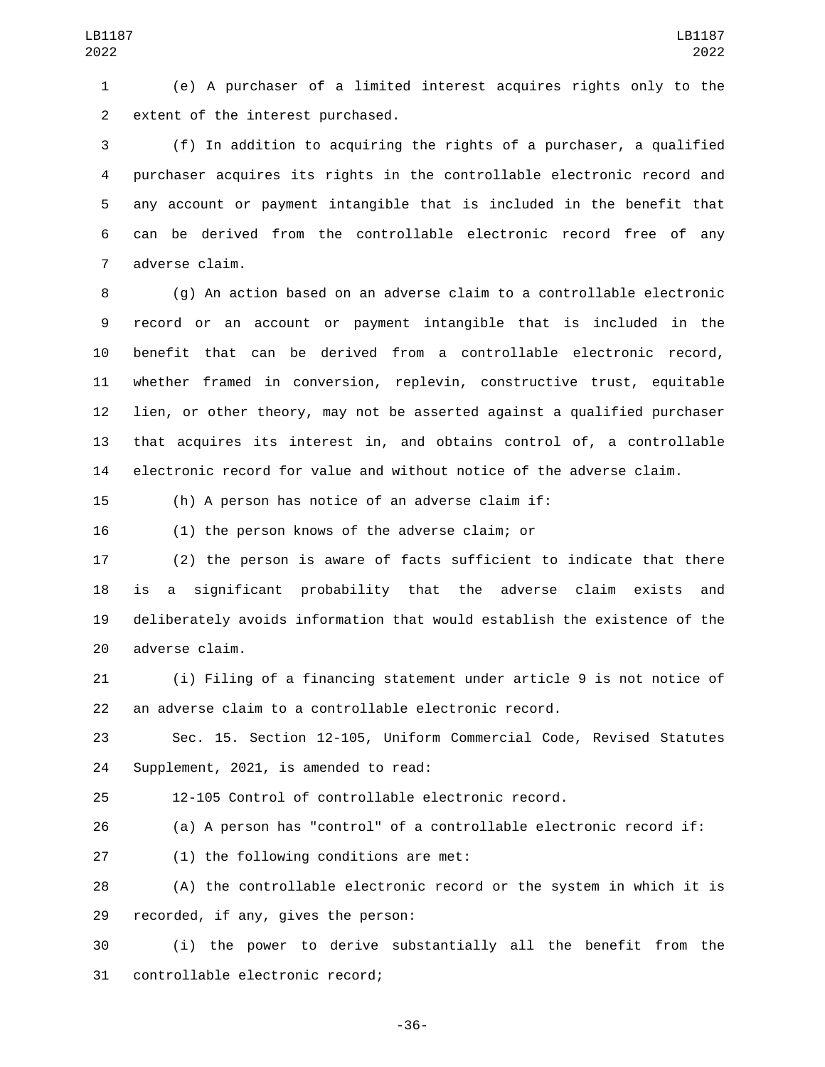(e) A purchaser of a limited interest acquires rights only to the extent of the interest purchased.

(f) In addition to acquiring the rights of a purchaser, a qualified purchaser acquires its rights in the controllable electronic record and any account or payment intangible that is included in the benefit that can be derived from the controllable electronic record free of any adverse claim.

(g) An action based on an adverse claim to a controllable electronic record or an account or payment intangible that is included in the benefit that can be derived from a controllable electronic record, whether framed in conversion, replevin, constructive trust, equitable lien, or other theory, may not be asserted against a qualified purchaser that acquires its interest in, and obtains control of, a controllable electronic record for value and without notice of the adverse claim.

(h) A person has notice of an adverse claim if:

(1) the person knows of the adverse claim; or

(2) the person is aware of facts sufficient to indicate that there is a significant probability that the adverse claim exists and deliberately avoids information that would establish the existence of the adverse claim.

(i) Filing of a financing statement under article 9 is not notice of an adverse claim to a controllable electronic record.

Sec. 15. Section 12-105, Uniform Commercial Code, Revised Statutes Supplement, 2021, is amended to read:

12-105 Control of controllable electronic record.

(a) A person has "control" of a controllable electronic record if:

(1) the following conditions are met:

(A) the controllable electronic record or the system in which it is recorded, if any, gives the person:

(i) the power to derive substantially all the benefit from the controllable electronic record;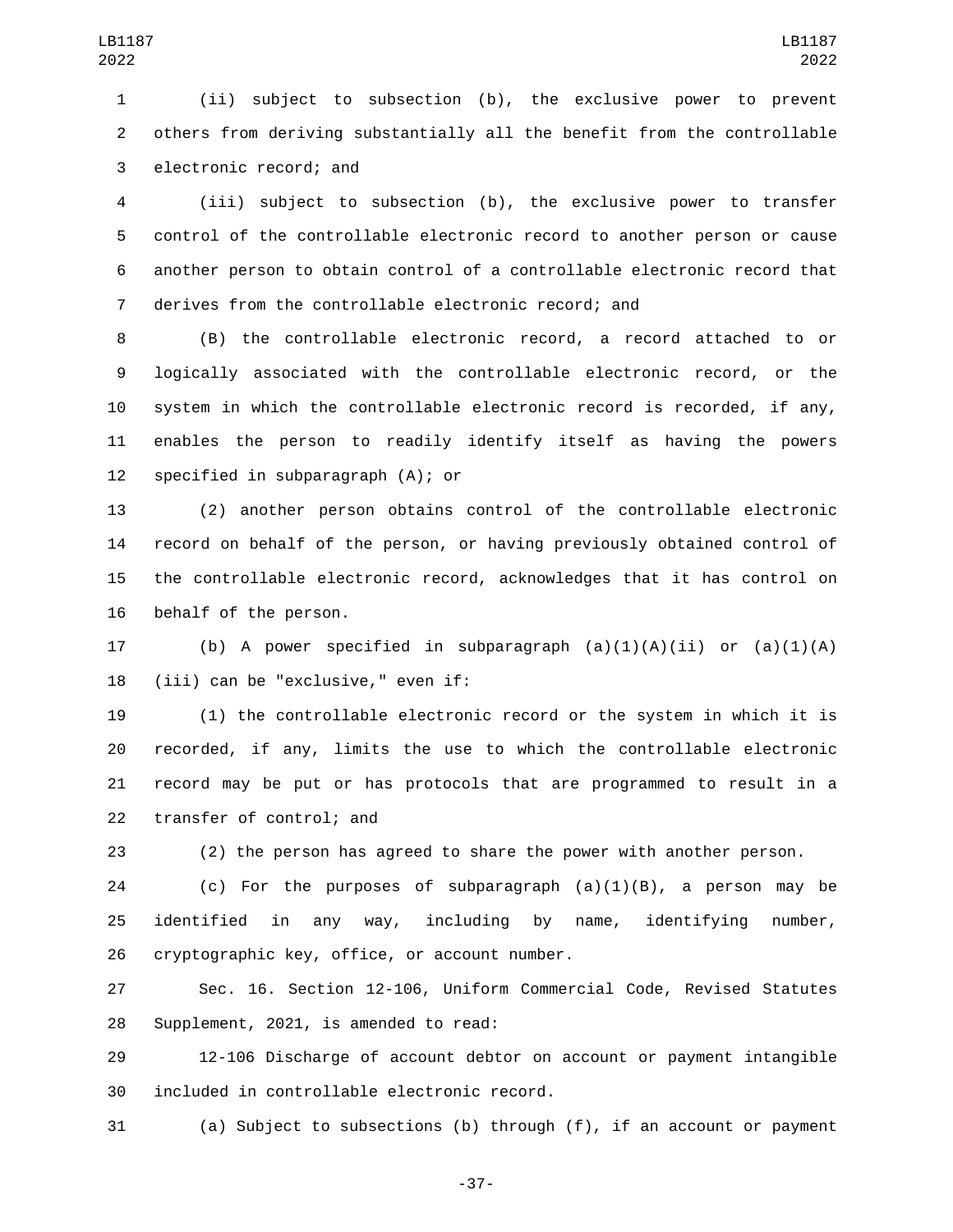(ii) subject to subsection (b), the exclusive power to prevent others from deriving substantially all the benefit from the controllable electronic record; and

(iii) subject to subsection (b), the exclusive power to transfer control of the controllable electronic record to another person or cause another person to obtain control of a controllable electronic record that derives from the controllable electronic record; and

(B) the controllable electronic record, a record attached to or logically associated with the controllable electronic record, or the system in which the controllable electronic record is recorded, if any, enables the person to readily identify itself as having the powers specified in subparagraph (A); or

(2) another person obtains control of the controllable electronic record on behalf of the person, or having previously obtained control of the controllable electronic record, acknowledges that it has control on behalf of the person.

(b) A power specified in subparagraph (a)(1)(A)(ii) or (a)(1)(A)(iii) can be "exclusive," even if:

(1) the controllable electronic record or the system in which it is recorded, if any, limits the use to which the controllable electronic record may be put or has protocols that are programmed to result in a transfer of control; and

(2) the person has agreed to share the power with another person.

(c) For the purposes of subparagraph (a)(1)(B), a person may be identified in any way, including by name, identifying number, cryptographic key, office, or account number.

Sec. 16. Section 12-106, Uniform Commercial Code, Revised Statutes Supplement, 2021, is amended to read:

12-106 Discharge of account debtor on account or payment intangible included in controllable electronic record.

(a) Subject to subsections (b) through (f), if an account or payment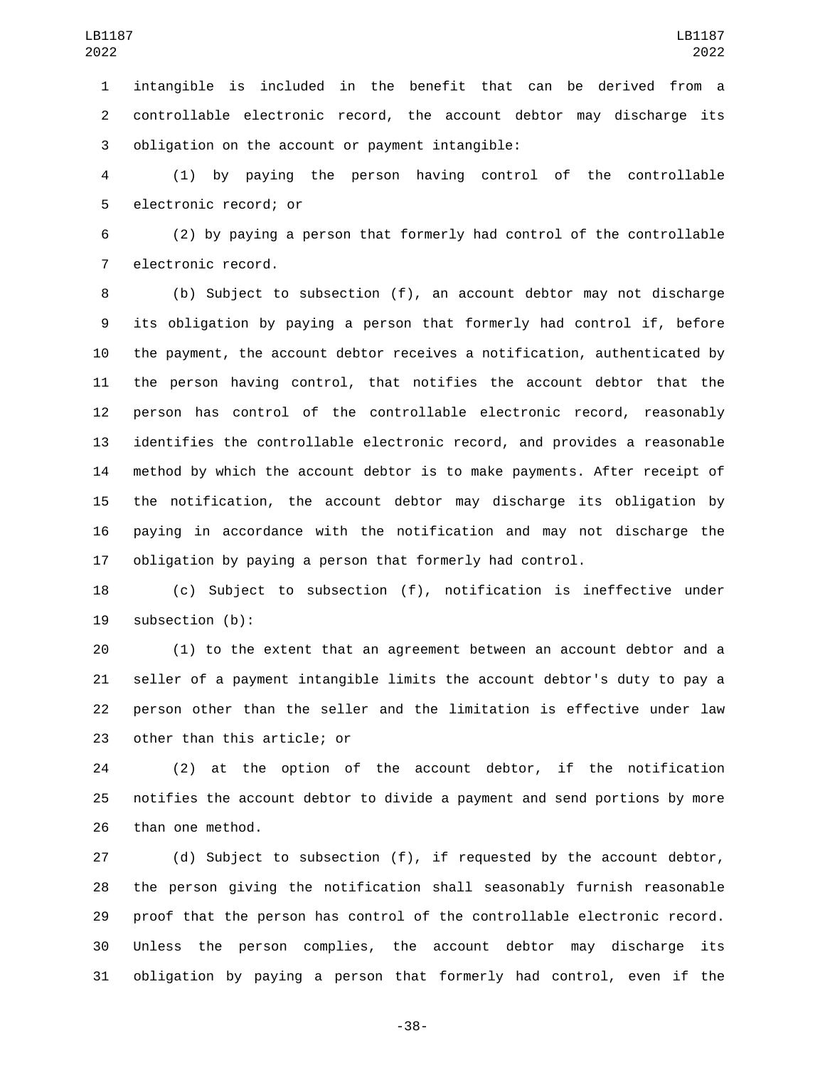intangible is included in the benefit that can be derived from a controllable electronic record, the account debtor may discharge its obligation on the account or payment intangible:

(1) by paying the person having control of the controllable electronic record; or

(2) by paying a person that formerly had control of the controllable electronic record.

(b) Subject to subsection (f), an account debtor may not discharge its obligation by paying a person that formerly had control if, before the payment, the account debtor receives a notification, authenticated by the person having control, that notifies the account debtor that the person has control of the controllable electronic record, reasonably identifies the controllable electronic record, and provides a reasonable method by which the account debtor is to make payments. After receipt of the notification, the account debtor may discharge its obligation by paying in accordance with the notification and may not discharge the obligation by paying a person that formerly had control.

(c) Subject to subsection (f), notification is ineffective under subsection (b):

(1) to the extent that an agreement between an account debtor and a seller of a payment intangible limits the account debtor's duty to pay a person other than the seller and the limitation is effective under law other than this article; or

(2) at the option of the account debtor, if the notification notifies the account debtor to divide a payment and send portions by more than one method.

(d) Subject to subsection (f), if requested by the account debtor, the person giving the notification shall seasonably furnish reasonable proof that the person has control of the controllable electronic record. Unless the person complies, the account debtor may discharge its obligation by paying a person that formerly had control, even if the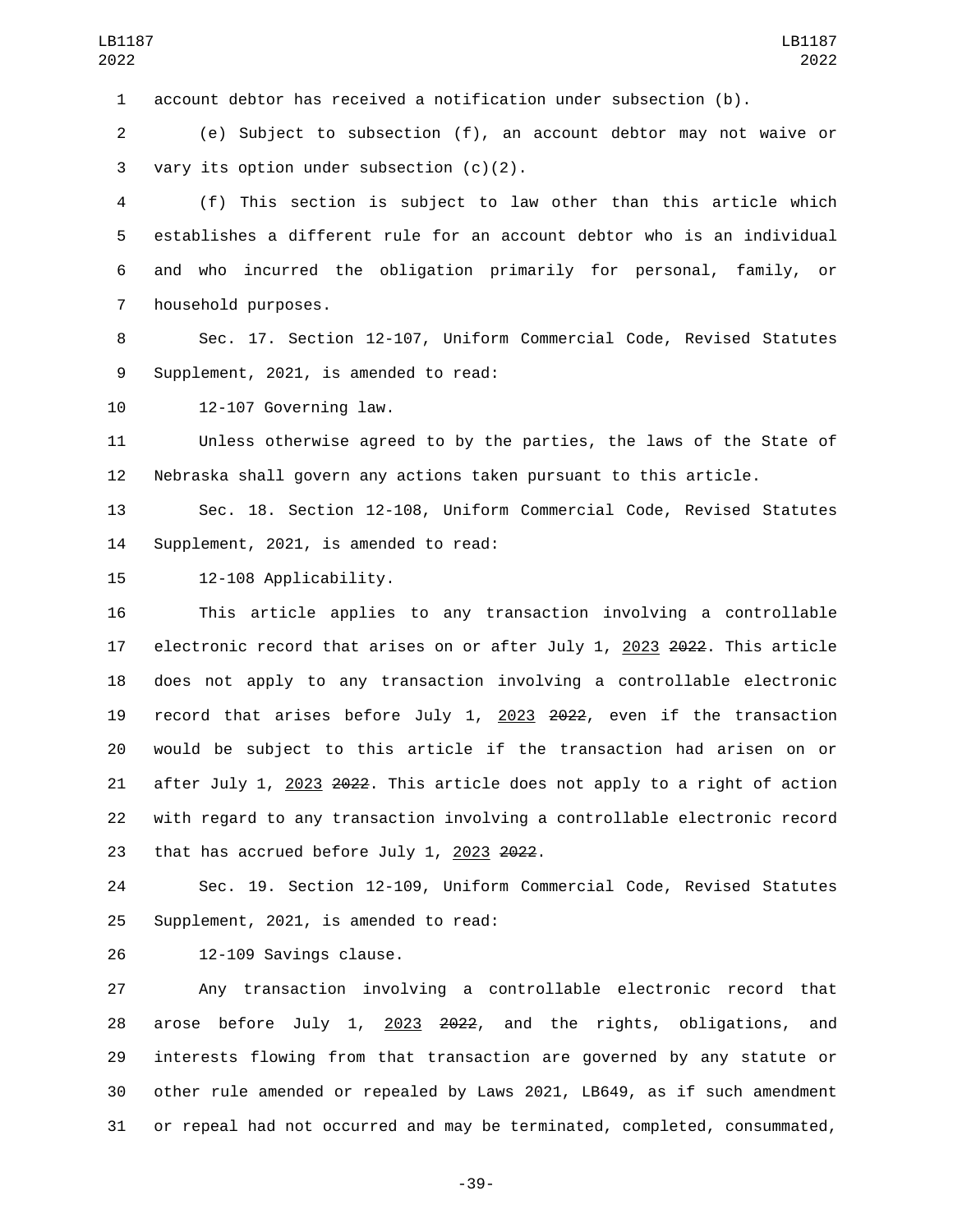account debtor has received a notification under subsection (b).

(e) Subject to subsection (f), an account debtor may not waive or vary its option under subsection (c)(2).

(f) This section is subject to law other than this article which establishes a different rule for an account debtor who is an individual and who incurred the obligation primarily for personal, family, or household purposes.

Sec. 17. Section 12-107, Uniform Commercial Code, Revised Statutes Supplement, 2021, is amended to read:

12-107 Governing law.

Unless otherwise agreed to by the parties, the laws of the State of Nebraska shall govern any actions taken pursuant to this article.

Sec. 18. Section 12-108, Uniform Commercial Code, Revised Statutes Supplement, 2021, is amended to read:

12-108 Applicability.

This article applies to any transaction involving a controllable electronic record that arises on or after July 1, 2023 ~~2022~~. This article does not apply to any transaction involving a controllable electronic record that arises before July 1, 2023 ~~2022~~, even if the transaction would be subject to this article if the transaction had arisen on or after July 1, 2023 ~~2022~~. This article does not apply to a right of action with regard to any transaction involving a controllable electronic record that has accrued before July 1, 2023 ~~2022~~.

Sec. 19. Section 12-109, Uniform Commercial Code, Revised Statutes Supplement, 2021, is amended to read:

12-109 Savings clause.

Any transaction involving a controllable electronic record that arose before July 1, 2023 ~~2022~~, and the rights, obligations, and interests flowing from that transaction are governed by any statute or other rule amended or repealed by Laws 2021, LB649, as if such amendment or repeal had not occurred and may be terminated, completed, consummated,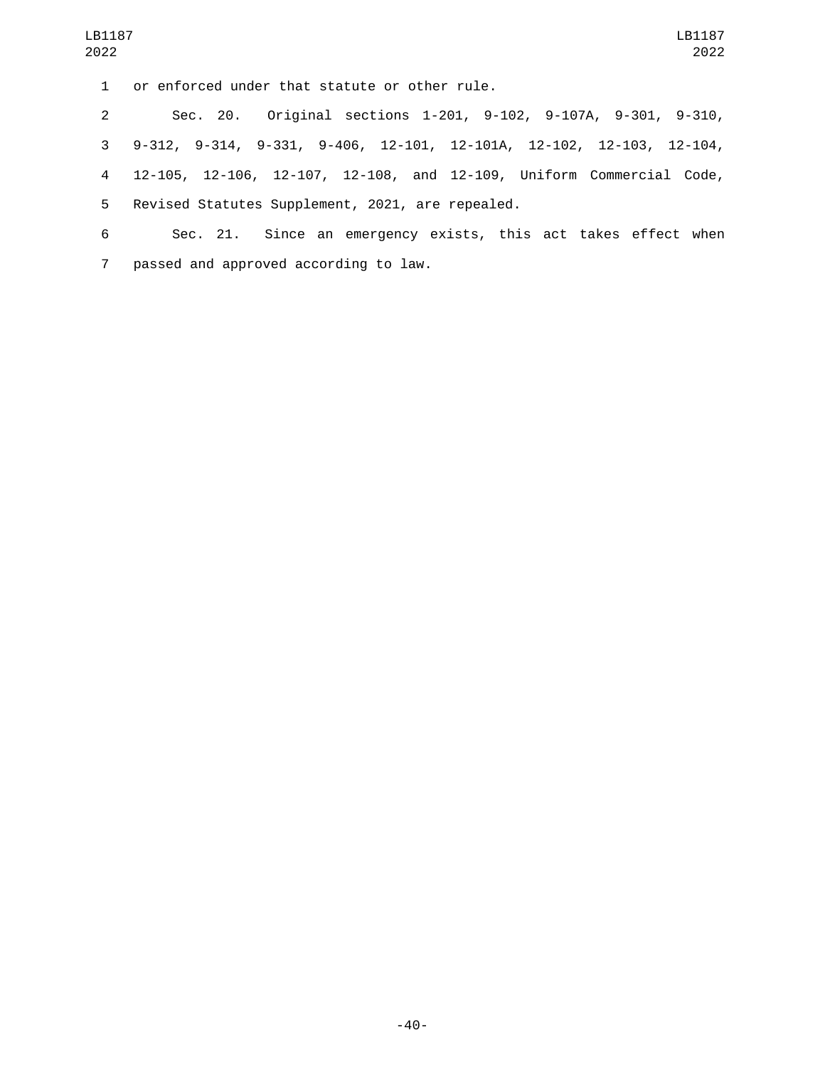or enforced under that statute or other rule.

Sec. 20. Original sections 1-201, 9-102, 9-107A, 9-301, 9-310, 9-312, 9-314, 9-331, 9-406, 12-101, 12-101A, 12-102, 12-103, 12-104, 12-105, 12-106, 12-107, 12-108, and 12-109, Uniform Commercial Code, Revised Statutes Supplement, 2021, are repealed.

Sec. 21. Since an emergency exists, this act takes effect when passed and approved according to law.